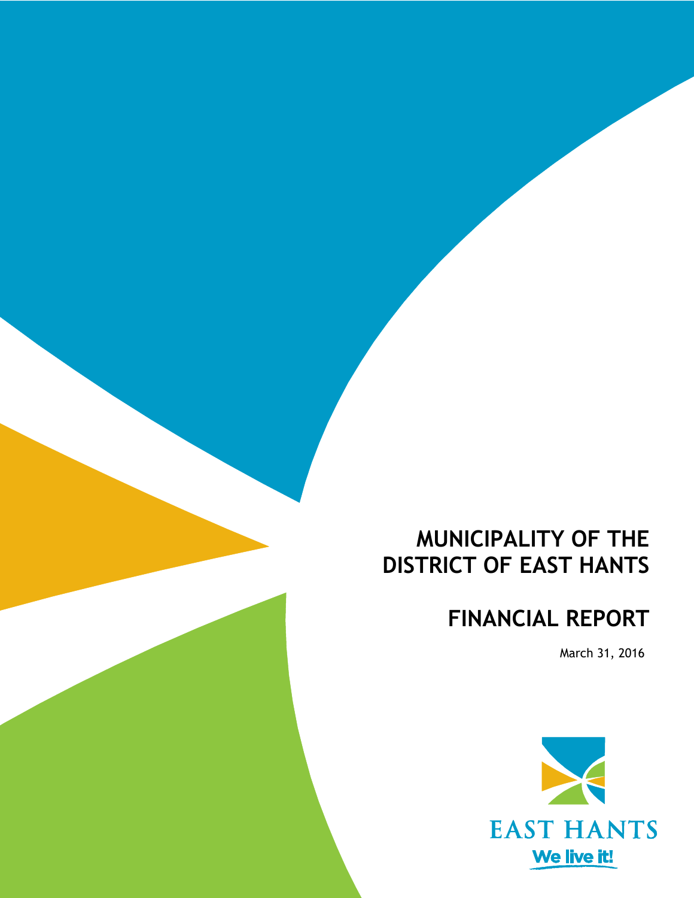# MUNICIPALITY OF THE DISTRICT OF EAST HANTS

# FINANCIAL REPORT

March 31, 2016

EAST HANTS

We live it!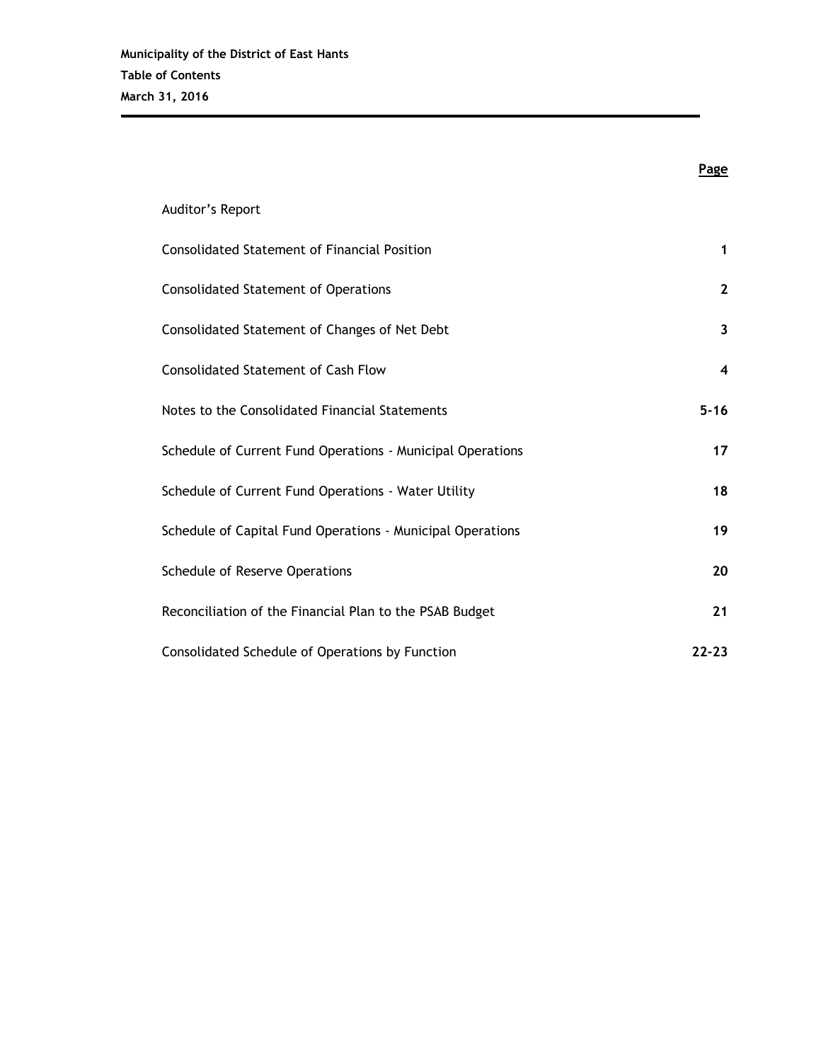**Municipality of the District of East Hants**

**Table of Contents**

**March 31, 2016**

| | **Page** |
|---|---|
| Auditor's Report | |
| Consolidated Statement of Financial Position | **1** |
| Consolidated Statement of Operations | **2** |
| Consolidated Statement of Changes of Net Debt | **3** |
| Consolidated Statement of Cash Flow | **4** |
| Notes to the Consolidated Financial Statements | **5-16** |
| Schedule of Current Fund Operations - Municipal Operations | **17** |
| Schedule of Current Fund Operations - Water Utility | **18** |
| Schedule of Capital Fund Operations - Municipal Operations | **19** |
| Schedule of Reserve Operations | **20** |
| Reconciliation of the Financial Plan to the PSAB Budget | **21** |
| Consolidated Schedule of Operations by Function | **22-23** |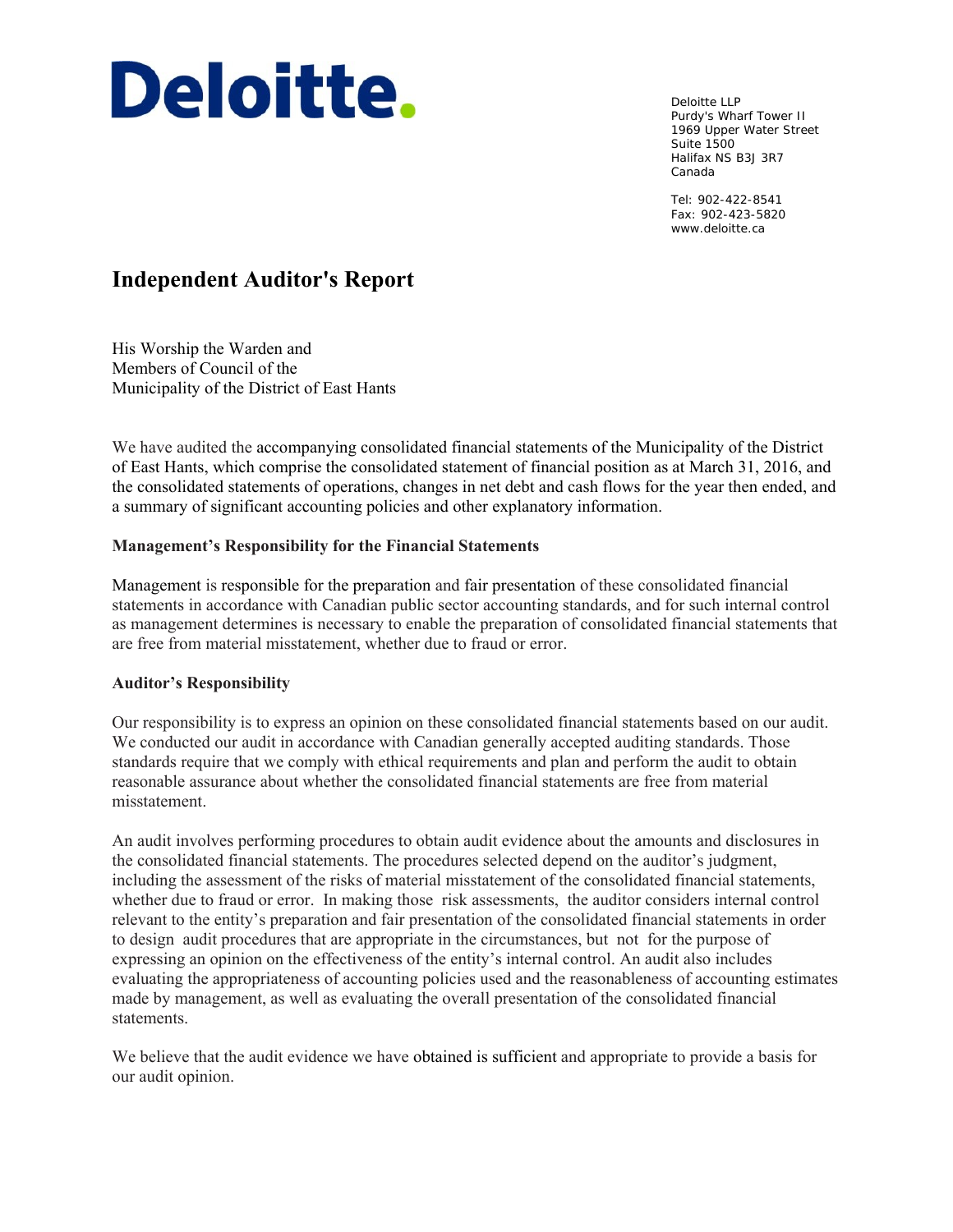Deloitte.

Deloitte LLP
Purdy's Wharf Tower II
1969 Upper Water Street
Suite 1500
Halifax NS B3J 3R7
Canada

Tel: 902-422-8541
Fax: 902-423-5820
www.deloitte.ca

# Independent Auditor's Report

His Worship the Warden and
Members of Council of the
Municipality of the District of East Hants

We have audited the accompanying consolidated financial statements of the Municipality of the District of East Hants, which comprise the consolidated statement of financial position as at March 31, 2016, and the consolidated statements of operations, changes in net debt and cash flows for the year then ended, and a summary of significant accounting policies and other explanatory information.

**Management's Responsibility for the Financial Statements**

Management is responsible for the preparation and fair presentation of these consolidated financial statements in accordance with Canadian public sector accounting standards, and for such internal control as management determines is necessary to enable the preparation of consolidated financial statements that are free from material misstatement, whether due to fraud or error.

**Auditor's Responsibility**

Our responsibility is to express an opinion on these consolidated financial statements based on our audit. We conducted our audit in accordance with Canadian generally accepted auditing standards. Those standards require that we comply with ethical requirements and plan and perform the audit to obtain reasonable assurance about whether the consolidated financial statements are free from material misstatement.

An audit involves performing procedures to obtain audit evidence about the amounts and disclosures in the consolidated financial statements. The procedures selected depend on the auditor's judgment, including the assessment of the risks of material misstatement of the consolidated financial statements, whether due to fraud or error. In making those risk assessments, the auditor considers internal control relevant to the entity's preparation and fair presentation of the consolidated financial statements in order to design audit procedures that are appropriate in the circumstances, but not for the purpose of expressing an opinion on the effectiveness of the entity's internal control. An audit also includes evaluating the appropriateness of accounting policies used and the reasonableness of accounting estimates made by management, as well as evaluating the overall presentation of the consolidated financial statements.

We believe that the audit evidence we have obtained is sufficient and appropriate to provide a basis for our audit opinion.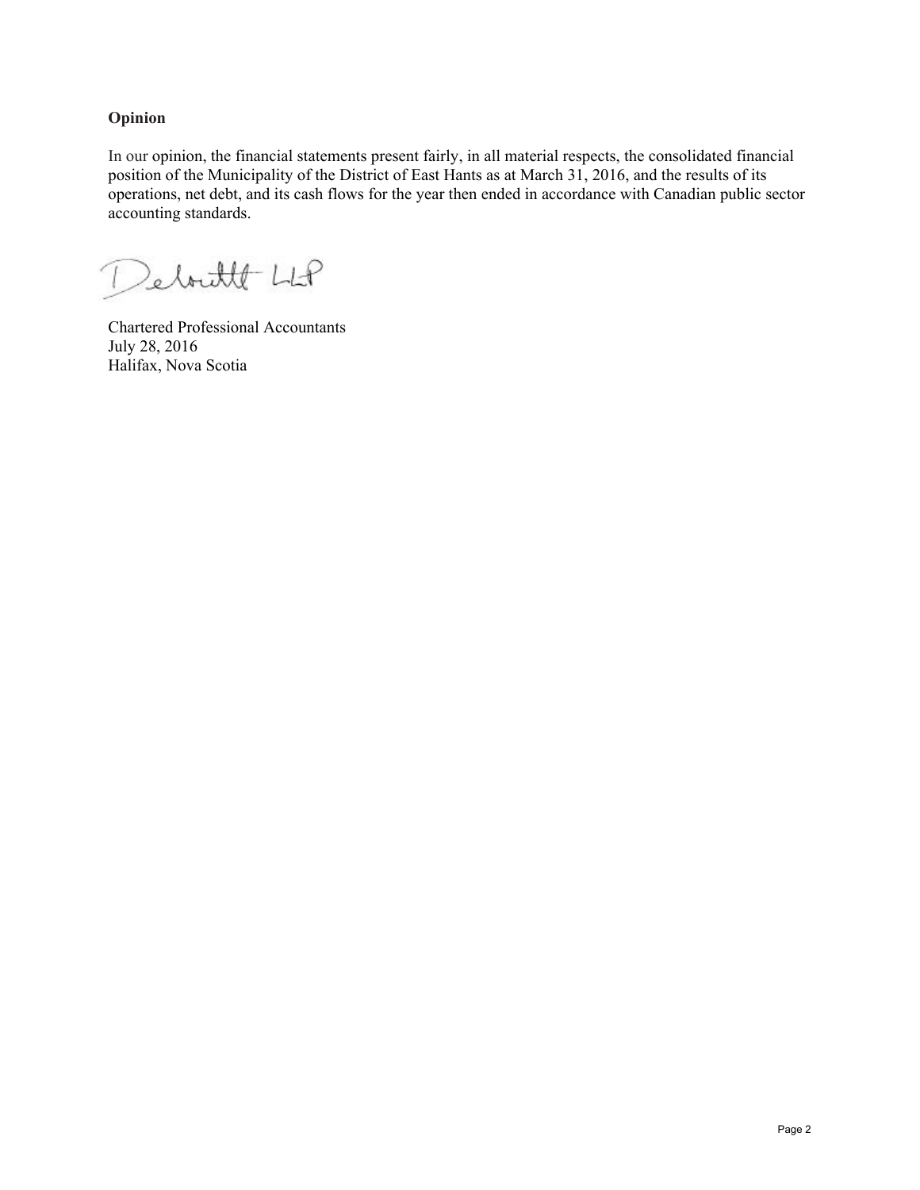## Opinion

In our opinion, the financial statements present fairly, in all material respects, the consolidated financial position of the Municipality of the District of East Hants as at March 31, 2016, and the results of its operations, net debt, and its cash flows for the year then ended in accordance with Canadian public sector accounting standards.

Deloitte LLP

Chartered Professional Accountants
July 28, 2016
Halifax, Nova Scotia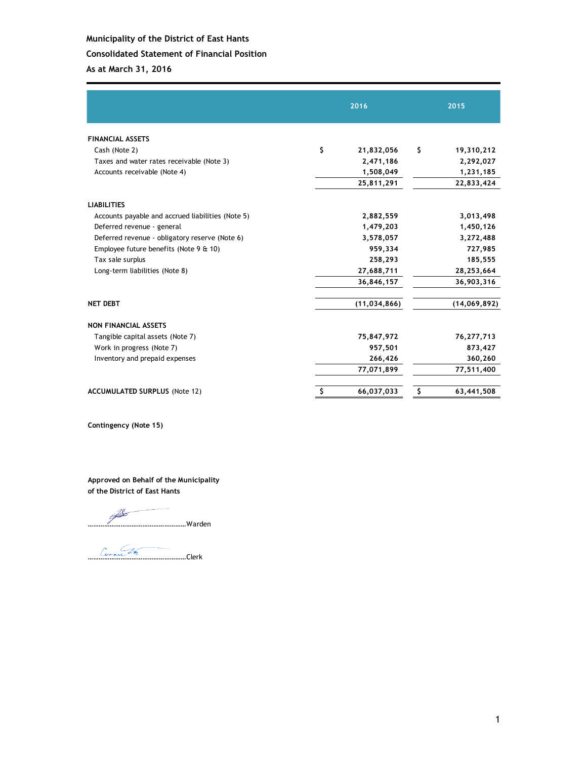**Municipality of the District of East Hants**

**Consolidated Statement of Financial Position**

**As at March 31, 2016**

| | 2016 | 2015 |
|---|---|---|
| **FINANCIAL ASSETS** | | |
| Cash (Note 2) | $ 21,832,056 | $ 19,310,212 |
| Taxes and water rates receivable (Note 3) | 2,471,186 | 2,292,027 |
| Accounts receivable (Note 4) | 1,508,049 | 1,231,185 |
| | 25,811,291 | 22,833,424 |
| **LIABILITIES** | | |
| Accounts payable and accrued liabilities (Note 5) | 2,882,559 | 3,013,498 |
| Deferred revenue - general | 1,479,203 | 1,450,126 |
| Deferred revenue - obligatory reserve (Note 6) | 3,578,057 | 3,272,488 |
| Employee future benefits (Note 9 & 10) | 959,334 | 727,985 |
| Tax sale surplus | 258,293 | 185,555 |
| Long-term liabilities (Note 8) | 27,688,711 | 28,253,664 |
| | 36,846,157 | 36,903,316 |
| **NET DEBT** | (11,034,866) | (14,069,892) |
| **NON FINANCIAL ASSETS** | | |
| Tangible capital assets (Note 7) | 75,847,972 | 76,277,713 |
| Work in progress (Note 7) | 957,501 | 873,427 |
| Inventory and prepaid expenses | 266,426 | 360,260 |
| | 77,071,899 | 77,511,400 |
| **ACCUMULATED SURPLUS** (Note 12) | $ 66,037,033 | $ 63,441,508 |

**Contingency (Note 15)**

**Approved on Behalf of the Municipality of the District of East Hants**

.......................................................Warden

.......................................................Clerk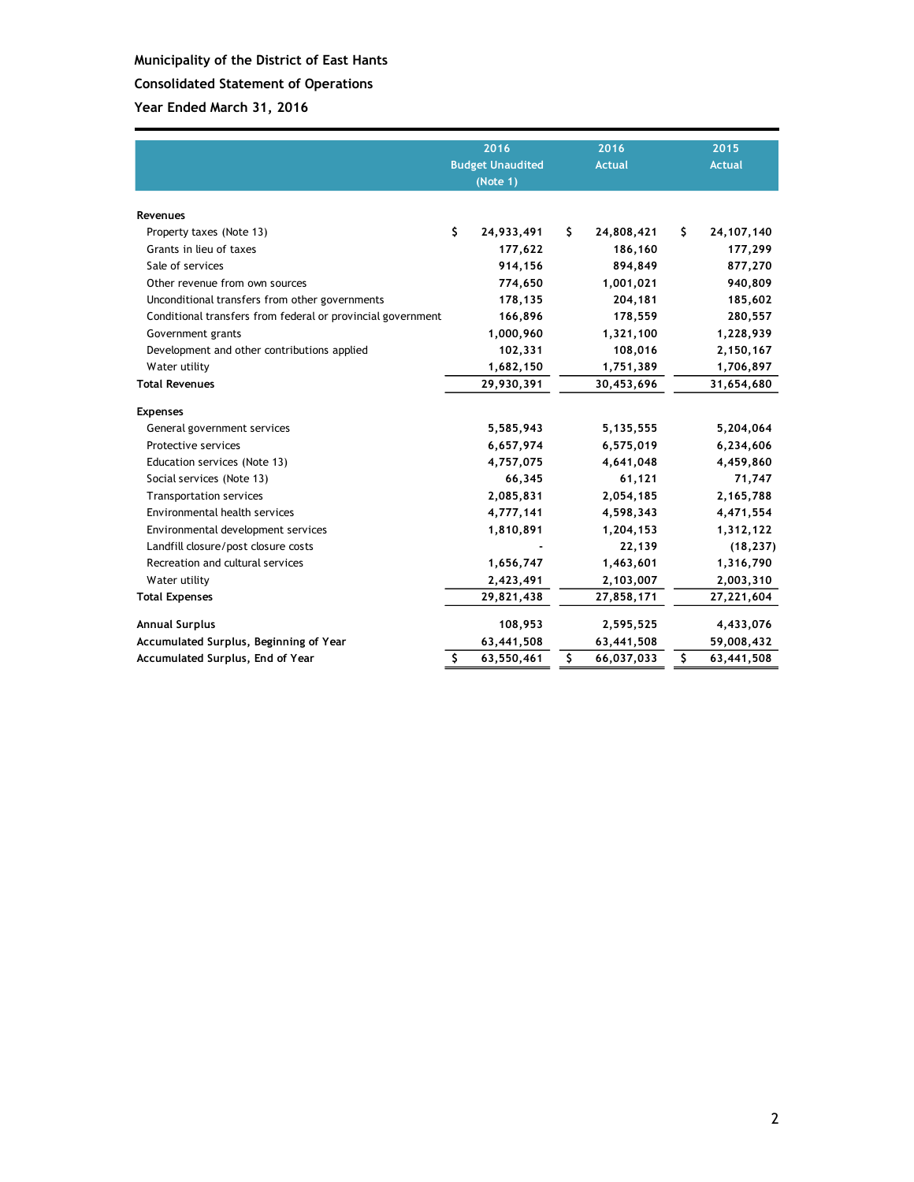**Municipality of the District of East Hants**

**Consolidated Statement of Operations**

**Year Ended March 31, 2016**

| | 2016 Budget Unaudited (Note 1) | 2016 Actual | 2015 Actual |
|---|---|---|---|
| **Revenues** | | | |
| Property taxes (Note 13) | $ 24,933,491 | $ 24,808,421 | $ 24,107,140 |
| Grants in lieu of taxes | 177,622 | 186,160 | 177,299 |
| Sale of services | 914,156 | 894,849 | 877,270 |
| Other revenue from own sources | 774,650 | 1,001,021 | 940,809 |
| Unconditional transfers from other governments | 178,135 | 204,181 | 185,602 |
| Conditional transfers from federal or provincial government | 166,896 | 178,559 | 280,557 |
| Government grants | 1,000,960 | 1,321,100 | 1,228,939 |
| Development and other contributions applied | 102,331 | 108,016 | 2,150,167 |
| Water utility | 1,682,150 | 1,751,389 | 1,706,897 |
| **Total Revenues** | 29,930,391 | 30,453,696 | 31,654,680 |
| **Expenses** | | | |
| General government services | 5,585,943 | 5,135,555 | 5,204,064 |
| Protective services | 6,657,974 | 6,575,019 | 6,234,606 |
| Education services (Note 13) | 4,757,075 | 4,641,048 | 4,459,860 |
| Social services (Note 13) | 66,345 | 61,121 | 71,747 |
| Transportation services | 2,085,831 | 2,054,185 | 2,165,788 |
| Environmental health services | 4,777,141 | 4,598,343 | 4,471,554 |
| Environmental development services | 1,810,891 | 1,204,153 | 1,312,122 |
| Landfill closure/post closure costs | - | 22,139 | (18,237) |
| Recreation and cultural services | 1,656,747 | 1,463,601 | 1,316,790 |
| Water utility | 2,423,491 | 2,103,007 | 2,003,310 |
| **Total Expenses** | 29,821,438 | 27,858,171 | 27,221,604 |
| **Annual Surplus** | 108,953 | 2,595,525 | 4,433,076 |
| **Accumulated Surplus, Beginning of Year** | 63,441,508 | 63,441,508 | 59,008,432 |
| **Accumulated Surplus, End of Year** | $ 63,550,461 | $ 66,037,033 | $ 63,441,508 |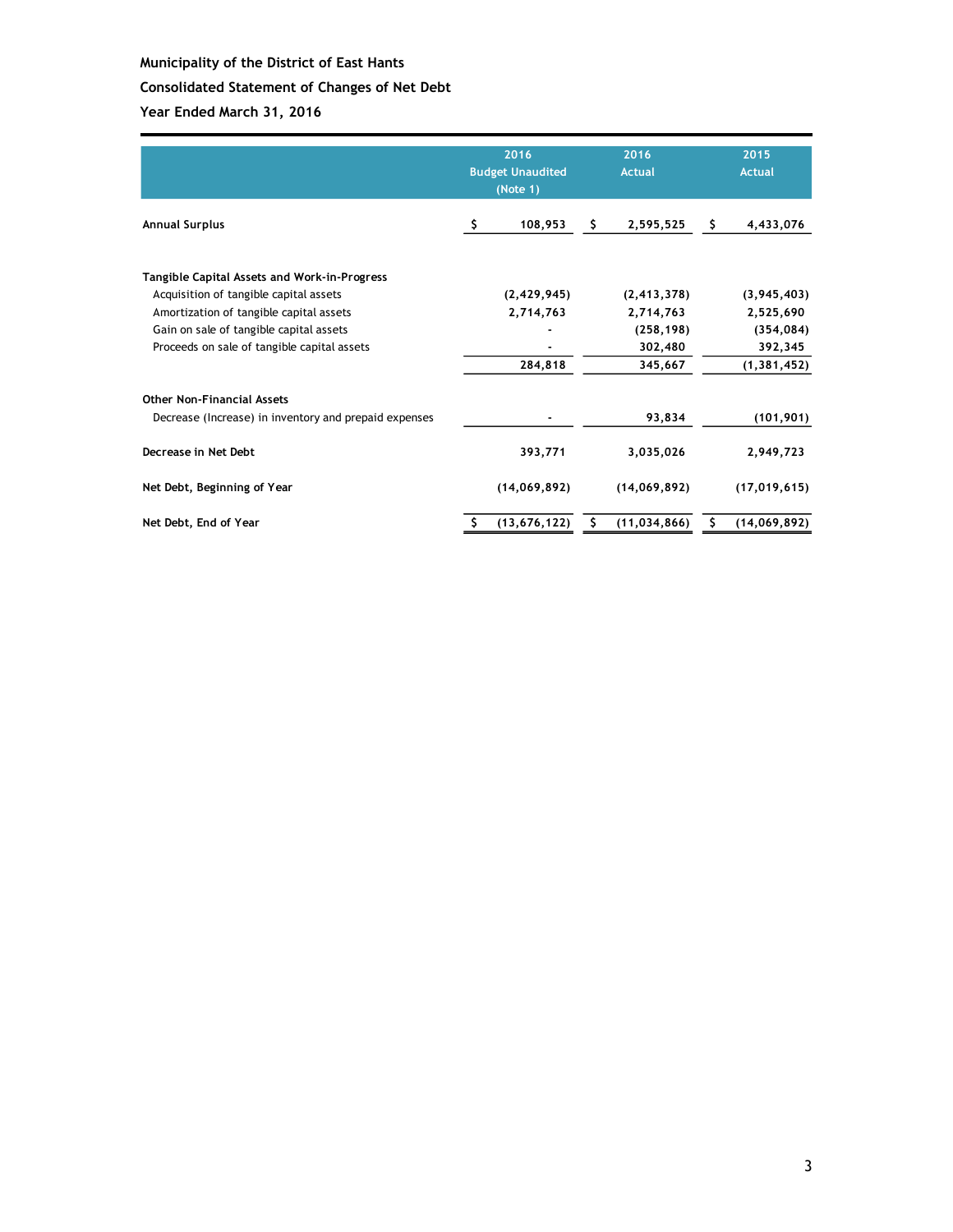**Municipality of the District of East Hants**

**Consolidated Statement of Changes of Net Debt**

**Year Ended March 31, 2016**

| | 2016 Budget Unaudited (Note 1) | 2016 Actual | 2015 Actual |
|---|---|---|---|
| **Annual Surplus** | $ 108,953 | $ 2,595,525 | $ 4,433,076 |
| | | | |
| **Tangible Capital Assets and Work-in-Progress** | | | |
| Acquisition of tangible capital assets | (2,429,945) | (2,413,378) | (3,945,403) |
| Amortization of tangible capital assets | 2,714,763 | 2,714,763 | 2,525,690 |
| Gain on sale of tangible capital assets | - | (258,198) | (354,084) |
| Proceeds on sale of tangible capital assets | - | 302,480 | 392,345 |
| | 284,818 | 345,667 | (1,381,452) |
| | | | |
| **Other Non-Financial Assets** | | | |
| Decrease (Increase) in inventory and prepaid expenses | - | 93,834 | (101,901) |
| | | | |
| **Decrease in Net Debt** | 393,771 | 3,035,026 | 2,949,723 |
| | | | |
| **Net Debt, Beginning of Year** | (14,069,892) | (14,069,892) | (17,019,615) |
| | | | |
| **Net Debt, End of Year** | $ (13,676,122) | $ (11,034,866) | $ (14,069,892) |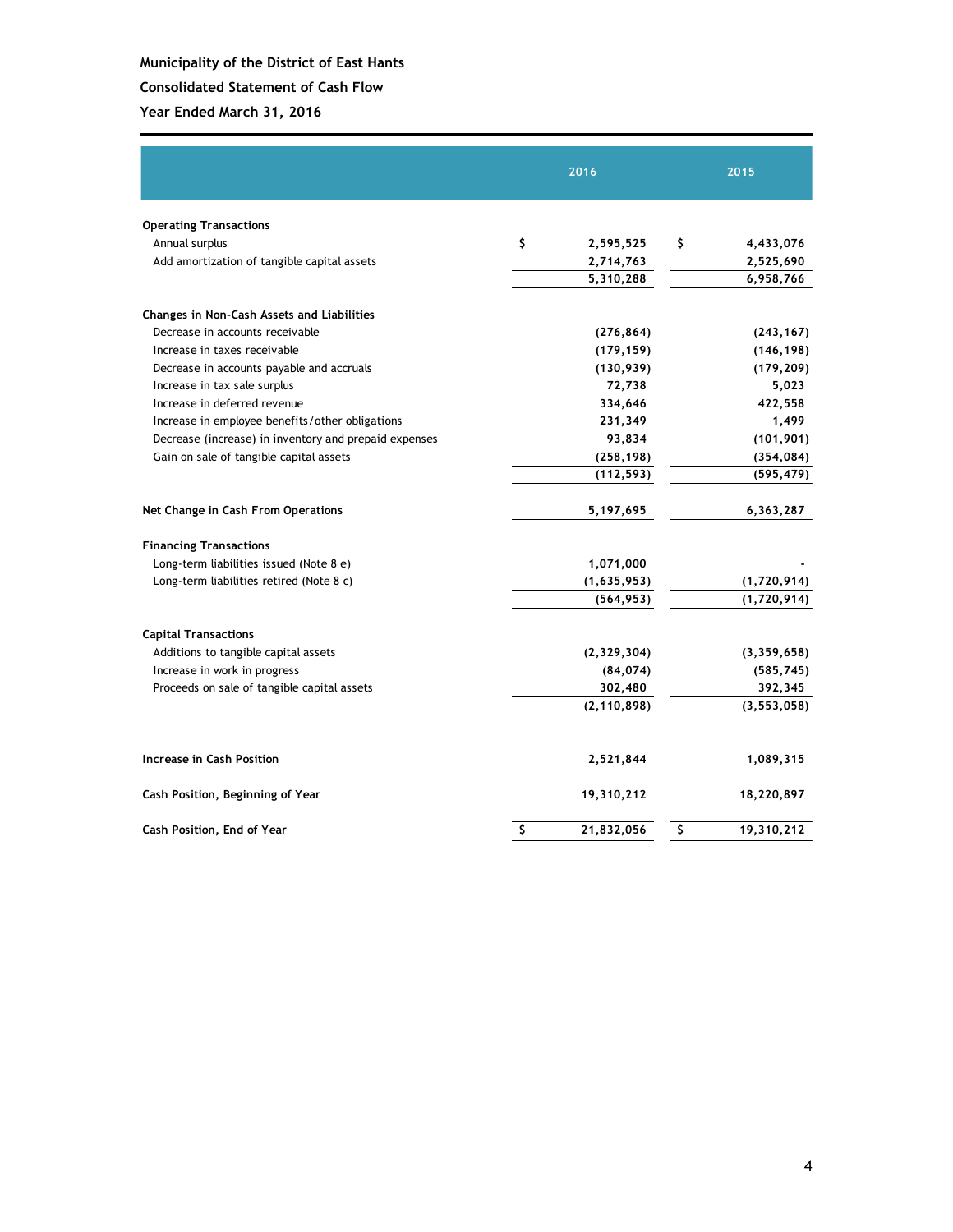**Municipality of the District of East Hants**

**Consolidated Statement of Cash Flow**

**Year Ended March 31, 2016**

| | 2016 | 2015 |
|---|---|---|
| **Operating Transactions** | | |
| Annual surplus | $ 2,595,525 | $ 4,433,076 |
| Add amortization of tangible capital assets | 2,714,763 | 2,525,690 |
| | 5,310,288 | 6,958,766 |
| **Changes in Non-Cash Assets and Liabilities** | | |
| Decrease in accounts receivable | (276,864) | (243,167) |
| Increase in taxes receivable | (179,159) | (146,198) |
| Decrease in accounts payable and accruals | (130,939) | (179,209) |
| Increase in tax sale surplus | 72,738 | 5,023 |
| Increase in deferred revenue | 334,646 | 422,558 |
| Increase in employee benefits/other obligations | 231,349 | 1,499 |
| Decrease (increase) in inventory and prepaid expenses | 93,834 | (101,901) |
| Gain on sale of tangible capital assets | (258,198) | (354,084) |
| | (112,593) | (595,479) |
| **Net Change in Cash From Operations** | 5,197,695 | 6,363,287 |
| **Financing Transactions** | | |
| Long-term liabilities issued (Note 8 e) | 1,071,000 | - |
| Long-term liabilities retired (Note 8 c) | (1,635,953) | (1,720,914) |
| | (564,953) | (1,720,914) |
| **Capital Transactions** | | |
| Additions to tangible capital assets | (2,329,304) | (3,359,658) |
| Increase in work in progress | (84,074) | (585,745) |
| Proceeds on sale of tangible capital assets | 302,480 | 392,345 |
| | (2,110,898) | (3,553,058) |
| **Increase in Cash Position** | 2,521,844 | 1,089,315 |
| **Cash Position, Beginning of Year** | 19,310,212 | 18,220,897 |
| **Cash Position, End of Year** | $ 21,832,056 | $ 19,310,212 |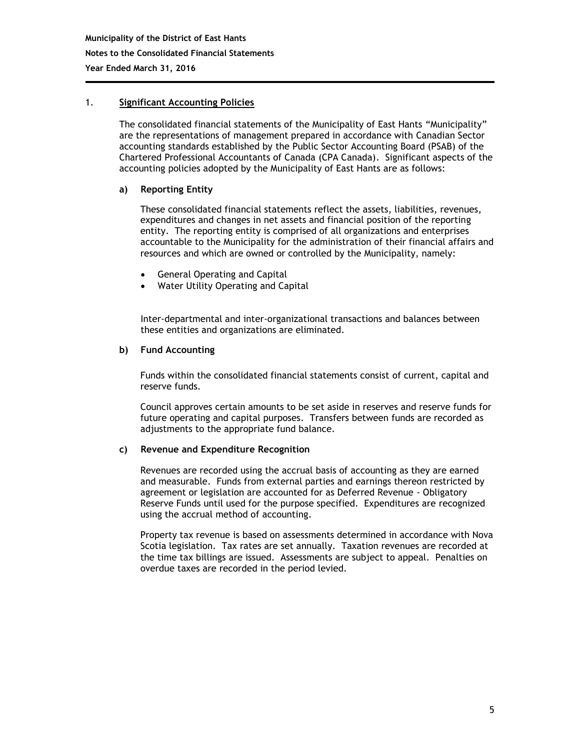## 1. Significant Accounting Policies

The consolidated financial statements of the Municipality of East Hants "Municipality" are the representations of management prepared in accordance with Canadian Sector accounting standards established by the Public Sector Accounting Board (PSAB) of the Chartered Professional Accountants of Canada (CPA Canada). Significant aspects of the accounting policies adopted by the Municipality of East Hants are as follows:

### a) Reporting Entity

These consolidated financial statements reflect the assets, liabilities, revenues, expenditures and changes in net assets and financial position of the reporting entity. The reporting entity is comprised of all organizations and enterprises accountable to the Municipality for the administration of their financial affairs and resources and which are owned or controlled by the Municipality, namely:

- General Operating and Capital
- Water Utility Operating and Capital

Inter-departmental and inter-organizational transactions and balances between these entities and organizations are eliminated.

### b) Fund Accounting

Funds within the consolidated financial statements consist of current, capital and reserve funds.

Council approves certain amounts to be set aside in reserves and reserve funds for future operating and capital purposes. Transfers between funds are recorded as adjustments to the appropriate fund balance.

### c) Revenue and Expenditure Recognition

Revenues are recorded using the accrual basis of accounting as they are earned and measurable. Funds from external parties and earnings thereon restricted by agreement or legislation are accounted for as Deferred Revenue - Obligatory Reserve Funds until used for the purpose specified. Expenditures are recognized using the accrual method of accounting.

Property tax revenue is based on assessments determined in accordance with Nova Scotia legislation. Tax rates are set annually. Taxation revenues are recorded at the time tax billings are issued. Assessments are subject to appeal. Penalties on overdue taxes are recorded in the period levied.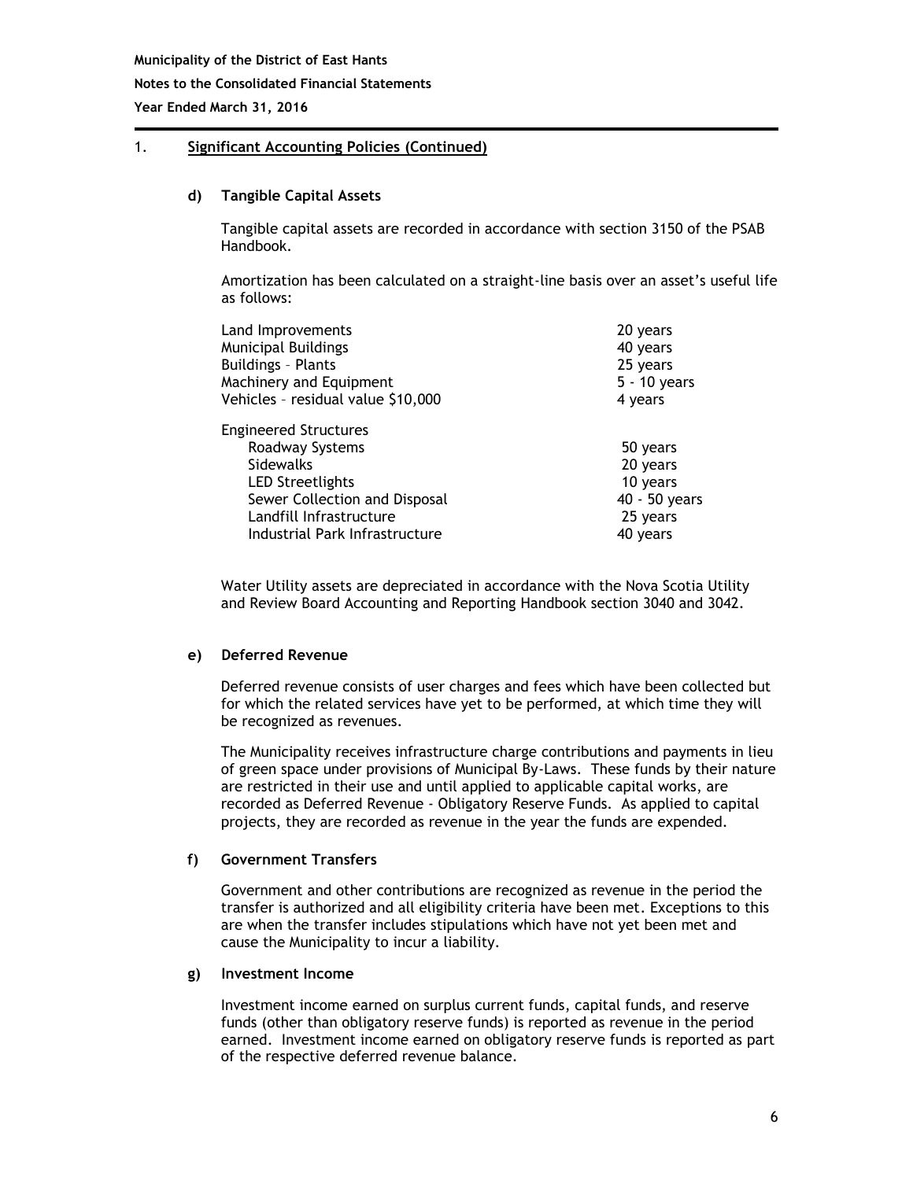## 1. Significant Accounting Policies (Continued)

### d) Tangible Capital Assets

Tangible capital assets are recorded in accordance with section 3150 of the PSAB Handbook.

Amortization has been calculated on a straight-line basis over an asset's useful life as follows:

| | |
|---|---|
| Land Improvements | 20 years |
| Municipal Buildings | 40 years |
| Buildings – Plants | 25 years |
| Machinery and Equipment | 5 - 10 years |
| Vehicles – residual value $10,000 | 4 years |
| Engineered Structures | |
| Roadway Systems | 50 years |
| Sidewalks | 20 years |
| LED Streetlights | 10 years |
| Sewer Collection and Disposal | 40 - 50 years |
| Landfill Infrastructure | 25 years |
| Industrial Park Infrastructure | 40 years |

Water Utility assets are depreciated in accordance with the Nova Scotia Utility and Review Board Accounting and Reporting Handbook section 3040 and 3042.

### e) Deferred Revenue

Deferred revenue consists of user charges and fees which have been collected but for which the related services have yet to be performed, at which time they will be recognized as revenues.

The Municipality receives infrastructure charge contributions and payments in lieu of green space under provisions of Municipal By-Laws. These funds by their nature are restricted in their use and until applied to applicable capital works, are recorded as Deferred Revenue - Obligatory Reserve Funds. As applied to capital projects, they are recorded as revenue in the year the funds are expended.

### f) Government Transfers

Government and other contributions are recognized as revenue in the period the transfer is authorized and all eligibility criteria have been met. Exceptions to this are when the transfer includes stipulations which have not yet been met and cause the Municipality to incur a liability.

### g) Investment Income

Investment income earned on surplus current funds, capital funds, and reserve funds (other than obligatory reserve funds) is reported as revenue in the period earned. Investment income earned on obligatory reserve funds is reported as part of the respective deferred revenue balance.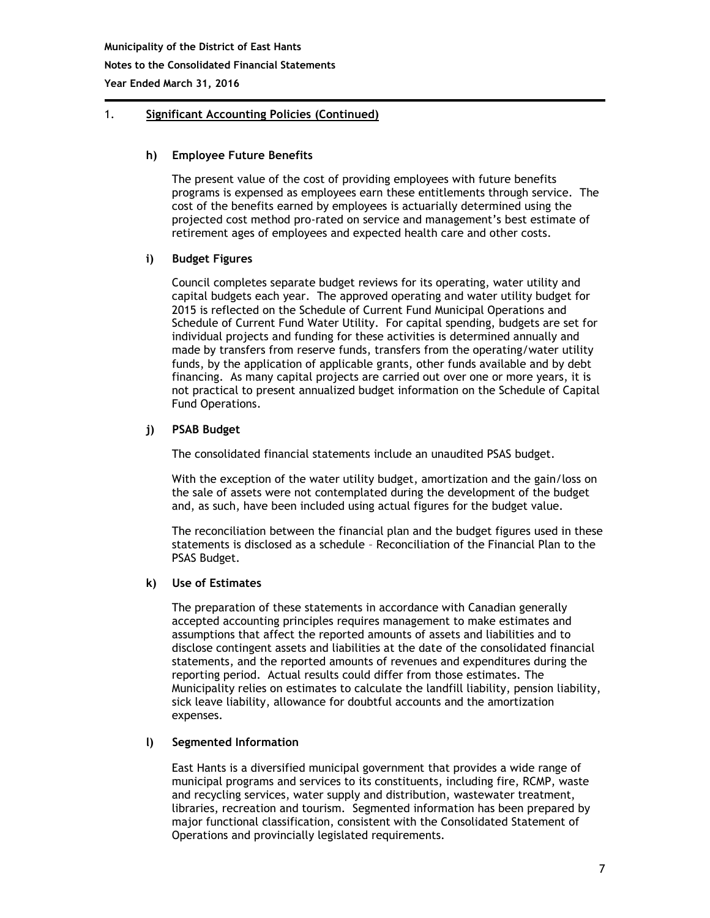## 1. Significant Accounting Policies (Continued)

### h) Employee Future Benefits

The present value of the cost of providing employees with future benefits programs is expensed as employees earn these entitlements through service. The cost of the benefits earned by employees is actuarially determined using the projected cost method pro-rated on service and management's best estimate of retirement ages of employees and expected health care and other costs.

### i) Budget Figures

Council completes separate budget reviews for its operating, water utility and capital budgets each year. The approved operating and water utility budget for 2015 is reflected on the Schedule of Current Fund Municipal Operations and Schedule of Current Fund Water Utility. For capital spending, budgets are set for individual projects and funding for these activities is determined annually and made by transfers from reserve funds, transfers from the operating/water utility funds, by the application of applicable grants, other funds available and by debt financing. As many capital projects are carried out over one or more years, it is not practical to present annualized budget information on the Schedule of Capital Fund Operations.

### j) PSAB Budget

The consolidated financial statements include an unaudited PSAS budget.

With the exception of the water utility budget, amortization and the gain/loss on the sale of assets were not contemplated during the development of the budget and, as such, have been included using actual figures for the budget value.

The reconciliation between the financial plan and the budget figures used in these statements is disclosed as a schedule – Reconciliation of the Financial Plan to the PSAS Budget.

### k) Use of Estimates

The preparation of these statements in accordance with Canadian generally accepted accounting principles requires management to make estimates and assumptions that affect the reported amounts of assets and liabilities and to disclose contingent assets and liabilities at the date of the consolidated financial statements, and the reported amounts of revenues and expenditures during the reporting period. Actual results could differ from those estimates. The Municipality relies on estimates to calculate the landfill liability, pension liability, sick leave liability, allowance for doubtful accounts and the amortization expenses.

### l) Segmented Information

East Hants is a diversified municipal government that provides a wide range of municipal programs and services to its constituents, including fire, RCMP, waste and recycling services, water supply and distribution, wastewater treatment, libraries, recreation and tourism. Segmented information has been prepared by major functional classification, consistent with the Consolidated Statement of Operations and provincially legislated requirements.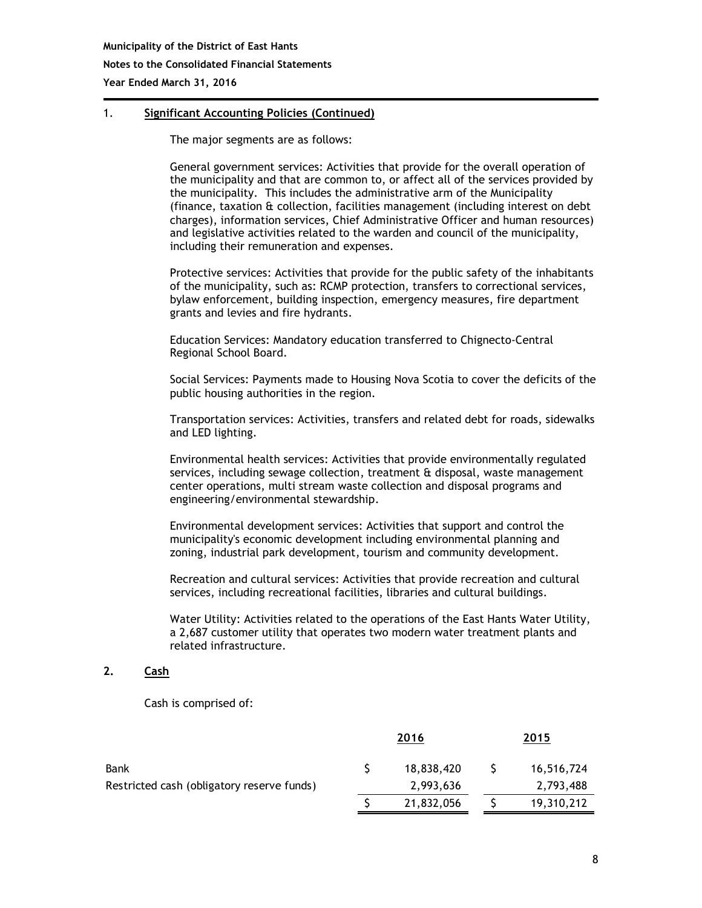## 1. Significant Accounting Policies (Continued)

The major segments are as follows:

General government services: Activities that provide for the overall operation of the municipality and that are common to, or affect all of the services provided by the municipality. This includes the administrative arm of the Municipality (finance, taxation & collection, facilities management (including interest on debt charges), information services, Chief Administrative Officer and human resources) and legislative activities related to the warden and council of the municipality, including their remuneration and expenses.

Protective services: Activities that provide for the public safety of the inhabitants of the municipality, such as: RCMP protection, transfers to correctional services, bylaw enforcement, building inspection, emergency measures, fire department grants and levies and fire hydrants.

Education Services: Mandatory education transferred to Chignecto-Central Regional School Board.

Social Services: Payments made to Housing Nova Scotia to cover the deficits of the public housing authorities in the region.

Transportation services: Activities, transfers and related debt for roads, sidewalks and LED lighting.

Environmental health services: Activities that provide environmentally regulated services, including sewage collection, treatment & disposal, waste management center operations, multi stream waste collection and disposal programs and engineering/environmental stewardship.

Environmental development services: Activities that support and control the municipality's economic development including environmental planning and zoning, industrial park development, tourism and community development.

Recreation and cultural services: Activities that provide recreation and cultural services, including recreational facilities, libraries and cultural buildings.

Water Utility: Activities related to the operations of the East Hants Water Utility, a 2,687 customer utility that operates two modern water treatment plants and related infrastructure.

## 2. Cash

Cash is comprised of:

| | 2016 | 2015 |
|---|---|---|
| Bank | $ 18,838,420 | $ 16,516,724 |
| Restricted cash (obligatory reserve funds) | 2,993,636 | 2,793,488 |
| | $ 21,832,056 | $ 19,310,212 |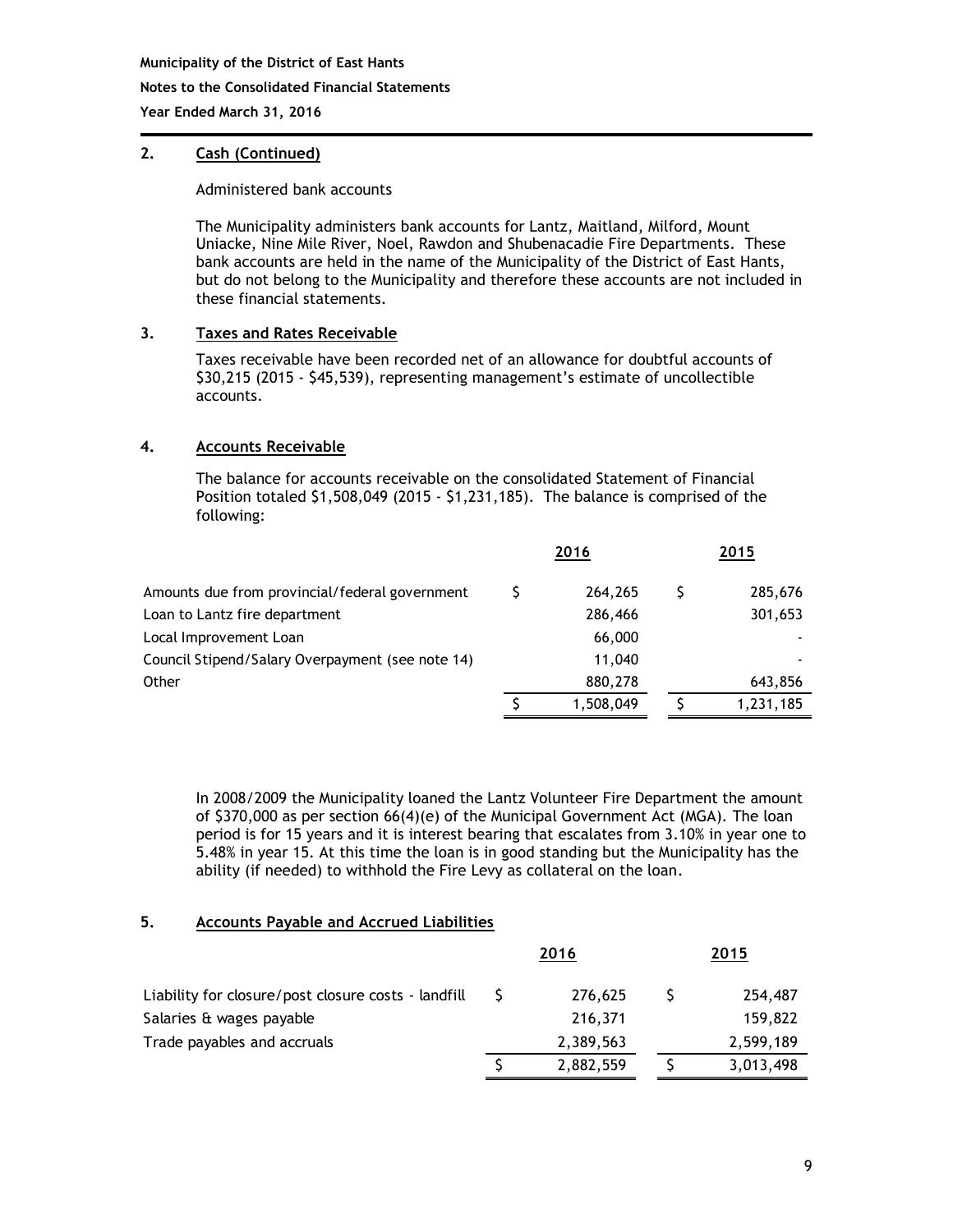## 2. Cash (Continued)

Administered bank accounts

The Municipality administers bank accounts for Lantz, Maitland, Milford, Mount Uniacke, Nine Mile River, Noel, Rawdon and Shubenacadie Fire Departments. These bank accounts are held in the name of the Municipality of the District of East Hants, but do not belong to the Municipality and therefore these accounts are not included in these financial statements.

## 3. Taxes and Rates Receivable

Taxes receivable have been recorded net of an allowance for doubtful accounts of $30,215 (2015 - $45,539), representing management's estimate of uncollectible accounts.

## 4. Accounts Receivable

The balance for accounts receivable on the consolidated Statement of Financial Position totaled $1,508,049 (2015 - $1,231,185). The balance is comprised of the following:

| | 2016 | 2015 |
|---|---|---|
| Amounts due from provincial/federal government | $ 264,265 | $ 285,676 |
| Loan to Lantz fire department | 286,466 | 301,653 |
| Local Improvement Loan | 66,000 | - |
| Council Stipend/Salary Overpayment (see note 14) | 11,040 | - |
| Other | 880,278 | 643,856 |
| | $ 1,508,049 | $ 1,231,185 |

In 2008/2009 the Municipality loaned the Lantz Volunteer Fire Department the amount of $370,000 as per section 66(4)(e) of the Municipal Government Act (MGA). The loan period is for 15 years and it is interest bearing that escalates from 3.10% in year one to 5.48% in year 15. At this time the loan is in good standing but the Municipality has the ability (if needed) to withhold the Fire Levy as collateral on the loan.

## 5. Accounts Payable and Accrued Liabilities

| | 2016 | 2015 |
|---|---|---|
| Liability for closure/post closure costs - landfill | $ 276,625 | $ 254,487 |
| Salaries & wages payable | 216,371 | 159,822 |
| Trade payables and accruals | 2,389,563 | 2,599,189 |
| | $ 2,882,559 | $ 3,013,498 |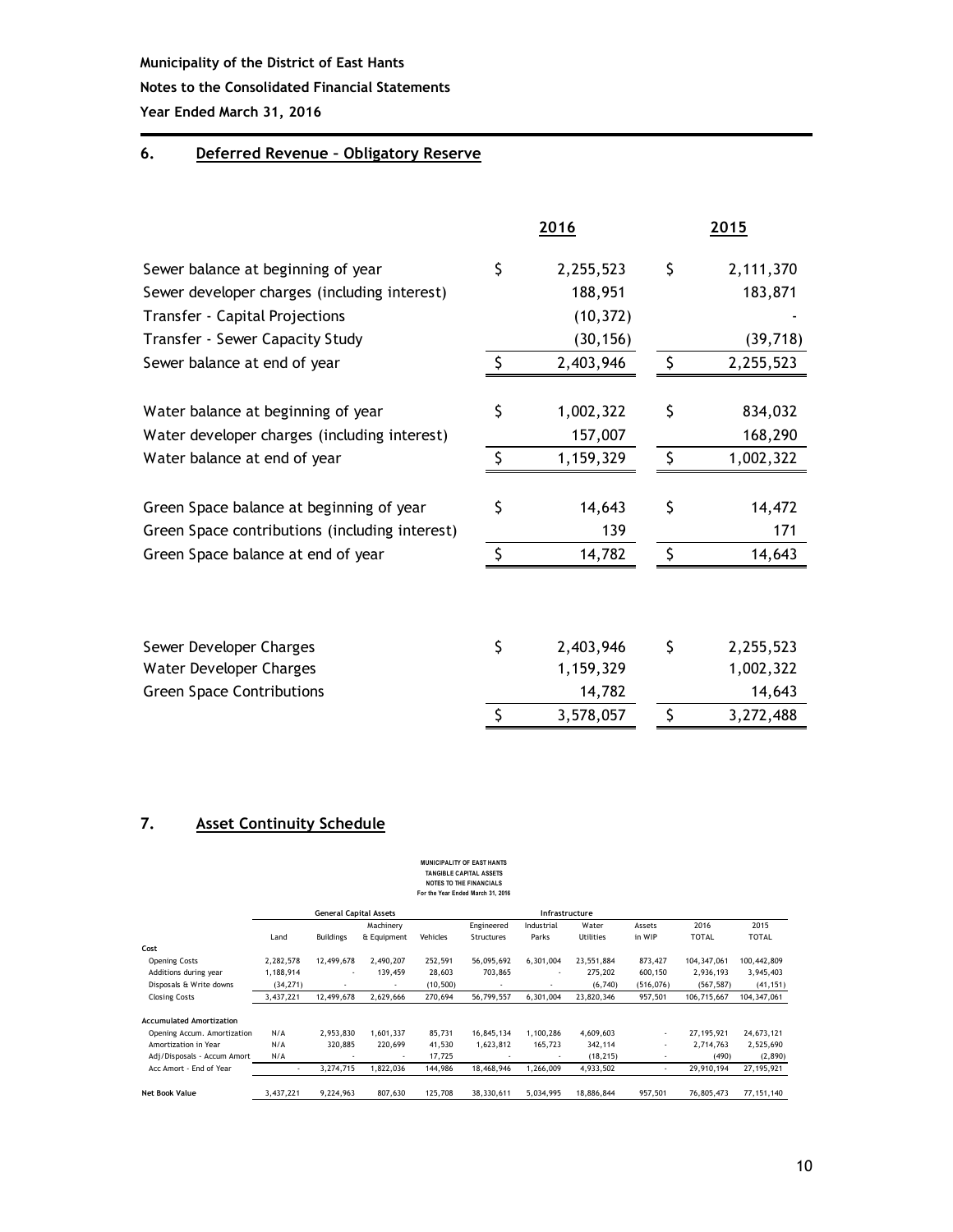## 6. Deferred Revenue – Obligatory Reserve

| | 2016 | 2015 |
|---|---|---|
| Sewer balance at beginning of year | $ 2,255,523 | $ 2,111,370 |
| Sewer developer charges (including interest) | 188,951 | 183,871 |
| Transfer - Capital Projections | (10,372) | - |
| Transfer - Sewer Capacity Study | (30,156) | (39,718) |
| Sewer balance at end of year | $ 2,403,946 | $ 2,255,523 |
| | | |
| Water balance at beginning of year | $ 1,002,322 | $ 834,032 |
| Water developer charges (including interest) | 157,007 | 168,290 |
| Water balance at end of year | $ 1,159,329 | $ 1,002,322 |
| | | |
| Green Space balance at beginning of year | $ 14,643 | $ 14,472 |
| Green Space contributions (including interest) | 139 | 171 |
| Green Space balance at end of year | $ 14,782 | $ 14,643 |

| | 2016 | 2015 |
|---|---|---|
| Sewer Developer Charges | $ 2,403,946 | $ 2,255,523 |
| Water Developer Charges | 1,159,329 | 1,002,322 |
| Green Space Contributions | 14,782 | 14,643 |
| | $ 3,578,057 | $ 3,272,488 |

## 7. Asset Continuity Schedule

**MUNICIPALITY OF EAST HANTS**
**TANGIBLE CAPITAL ASSETS**
**NOTES TO THE FINANCIALS**
**For the Year Ended March 31, 2016**

| | General Capital Assets | | | | Infrastructure | | | | | |
|---|---|---|---|---|---|---|---|---|---|---|
| | Land | Buildings | Machinery & Equipment | Vehicles | Engineered Structures | Industrial Parks | Water Utilities | Assets in WIP | 2016 TOTAL | 2015 TOTAL |
| **Cost** | | | | | | | | | | |
| Opening Costs | 2,282,578 | 12,499,678 | 2,490,207 | 252,591 | 56,095,692 | 6,301,004 | 23,551,884 | 873,427 | 104,347,061 | 100,442,809 |
| Additions during year | 1,188,914 | - | 139,459 | 28,603 | 703,865 | - | 275,202 | 600,150 | 2,936,193 | 3,945,403 |
| Disposals & Write downs | (34,271) | - | - | (10,500) | - | - | (6,740) | (516,076) | (567,587) | (41,151) |
| Closing Costs | 3,437,221 | 12,499,678 | 2,629,666 | 270,694 | 56,799,557 | 6,301,004 | 23,820,346 | 957,501 | 106,715,667 | 104,347,061 |
| **Accumulated Amortization** | | | | | | | | | | |
| Opening Accum. Amortization | N/A | 2,953,830 | 1,601,337 | 85,731 | 16,845,134 | 1,100,286 | 4,609,603 | - | 27,195,921 | 24,673,121 |
| Amortization in Year | N/A | 320,885 | 220,699 | 41,530 | 1,623,812 | 165,723 | 342,114 | - | 2,714,763 | 2,525,690 |
| Adj/Disposals - Accum Amort | N/A | - | - | 17,725 | - | - | (18,215) | - | (490) | (2,890) |
| Acc Amort - End of Year | - | 3,274,715 | 1,822,036 | 144,986 | 18,468,946 | 1,266,009 | 4,933,502 | - | 29,910,194 | 27,195,921 |
| **Net Book Value** | 3,437,221 | 9,224,963 | 807,630 | 125,708 | 38,330,611 | 5,034,995 | 18,886,844 | 957,501 | 76,805,473 | 77,151,140 |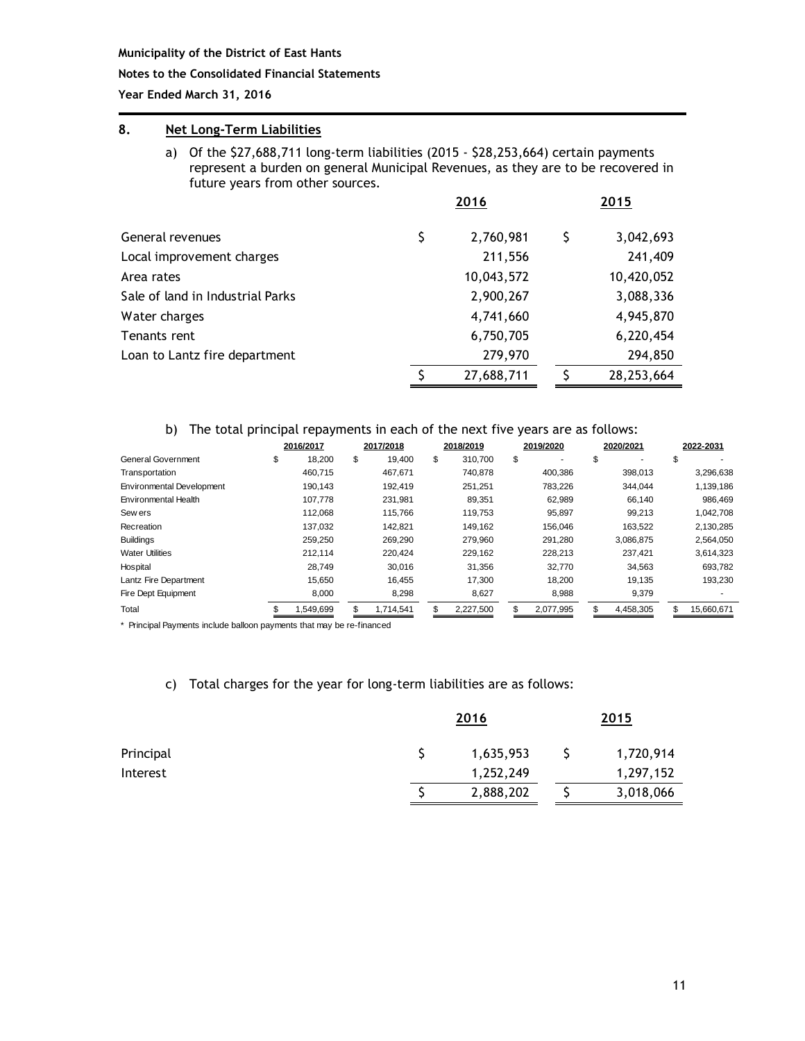**Municipality of the District of East Hants**

**Notes to the Consolidated Financial Statements**

**Year Ended March 31, 2016**

## 8. Net Long-Term Liabilities

a) Of the $27,688,711 long-term liabilities (2015 - $28,253,664) certain payments represent a burden on general Municipal Revenues, as they are to be recovered in future years from other sources.

| | 2016 | 2015 |
|---|---|---|
| General revenues | $ 2,760,981 | $ 3,042,693 |
| Local improvement charges | 211,556 | 241,409 |
| Area rates | 10,043,572 | 10,420,052 |
| Sale of land in Industrial Parks | 2,900,267 | 3,088,336 |
| Water charges | 4,741,660 | 4,945,870 |
| Tenants rent | 6,750,705 | 6,220,454 |
| Loan to Lantz fire department | 279,970 | 294,850 |
| | $ 27,688,711 | $ 28,253,664 |

b) The total principal repayments in each of the next five years are as follows:

| | 2016/2017 | 2017/2018 | 2018/2019 | 2019/2020 | 2020/2021 | 2022-2031 |
|---|---|---|---|---|---|---|
| General Government | $ 18,200 | $ 19,400 | $ 310,700 | $ - | $ - | $ - |
| Transportation | 460,715 | 467,671 | 740,878 | 400,386 | 398,013 | 3,296,638 |
| Environmental Development | 190,143 | 192,419 | 251,251 | 783,226 | 344,044 | 1,139,186 |
| Environmental Health | 107,778 | 231,981 | 89,351 | 62,989 | 66,140 | 986,469 |
| Sewers | 112,068 | 115,766 | 119,753 | 95,897 | 99,213 | 1,042,708 |
| Recreation | 137,032 | 142,821 | 149,162 | 156,046 | 163,522 | 2,130,285 |
| Buildings | 259,250 | 269,290 | 279,960 | 291,280 | 3,086,875 | 2,564,050 |
| Water Utilities | 212,114 | 220,424 | 229,162 | 228,213 | 237,421 | 3,614,323 |
| Hospital | 28,749 | 30,016 | 31,356 | 32,770 | 34,563 | 693,782 |
| Lantz Fire Department | 15,650 | 16,455 | 17,300 | 18,200 | 19,135 | 193,230 |
| Fire Dept Equipment | 8,000 | 8,298 | 8,627 | 8,988 | 9,379 | - |
| Total | $ 1,549,699 | $ 1,714,541 | $ 2,227,500 | $ 2,077,995 | $ 4,458,305 | $ 15,660,671 |

\* Principal Payments include balloon payments that may be re-financed

c) Total charges for the year for long-term liabilities are as follows:

| | 2016 | 2015 |
|---|---|---|
| Principal | $ 1,635,953 | $ 1,720,914 |
| Interest | 1,252,249 | 1,297,152 |
| | $ 2,888,202 | $ 3,018,066 |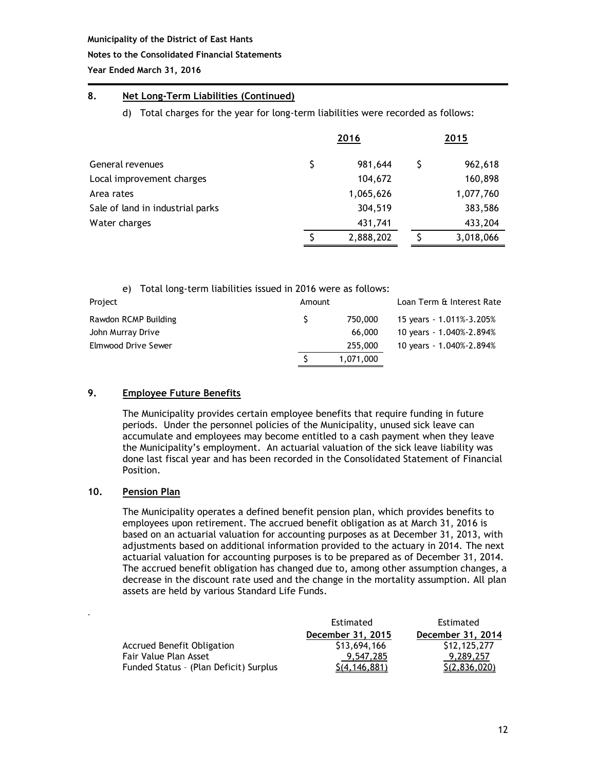## 8. Net Long-Term Liabilities (Continued)

d) Total charges for the year for long-term liabilities were recorded as follows:

| | 2016 | 2015 |
|---|---|---|
| General revenues | $ 981,644 | $ 962,618 |
| Local improvement charges | 104,672 | 160,898 |
| Area rates | 1,065,626 | 1,077,760 |
| Sale of land in industrial parks | 304,519 | 383,586 |
| Water charges | 431,741 | 433,204 |
| | $ 2,888,202 | $ 3,018,066 |

e) Total long-term liabilities issued in 2016 were as follows:

| Project | Amount | Loan Term & Interest Rate |
|---|---|---|
| Rawdon RCMP Building | $ 750,000 | 15 years - 1.011%-3.205% |
| John Murray Drive | 66,000 | 10 years - 1.040%-2.894% |
| Elmwood Drive Sewer | 255,000 | 10 years - 1.040%-2.894% |
| | $ 1,071,000 | |

## 9. Employee Future Benefits

The Municipality provides certain employee benefits that require funding in future periods. Under the personnel policies of the Municipality, unused sick leave can accumulate and employees may become entitled to a cash payment when they leave the Municipality's employment. An actuarial valuation of the sick leave liability was done last fiscal year and has been recorded in the Consolidated Statement of Financial Position.

## 10. Pension Plan

The Municipality operates a defined benefit pension plan, which provides benefits to employees upon retirement. The accrued benefit obligation as at March 31, 2016 is based on an actuarial valuation for accounting purposes as at December 31, 2013, with adjustments based on additional information provided to the actuary in 2014. The next actuarial valuation for accounting purposes is to be prepared as of December 31, 2014. The accrued benefit obligation has changed due to, among other assumption changes, a decrease in the discount rate used and the change in the mortality assumption. All plan assets are held by various Standard Life Funds.

| | Estimated December 31, 2015 | Estimated December 31, 2014 |
|---|---|---|
| Accrued Benefit Obligation | $13,694,166 | $12,125,277 |
| Fair Value Plan Asset | 9,547,285 | 9,289,257 |
| Funded Status – (Plan Deficit) Surplus | $(4,146,881) | $(2,836,020) |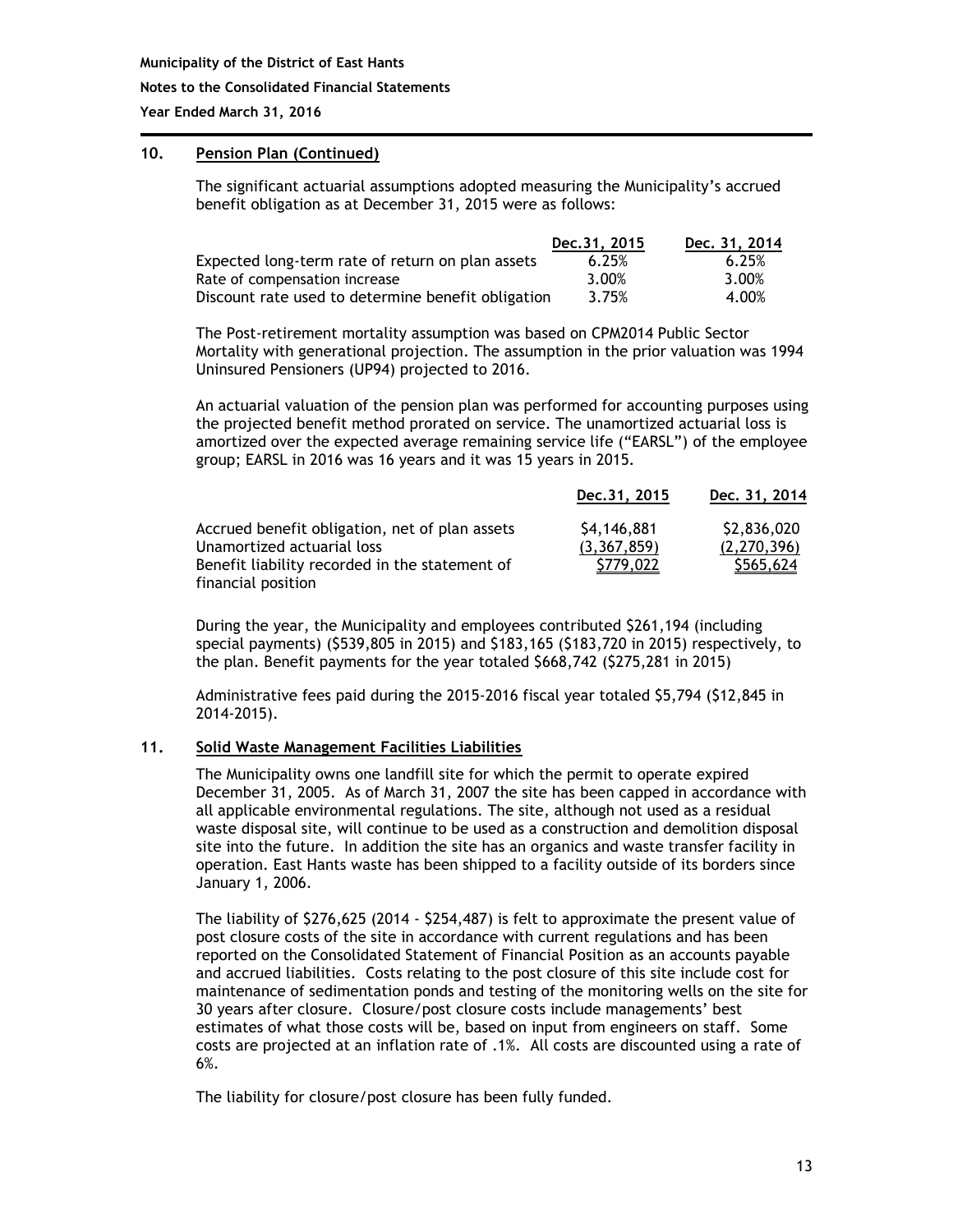## 10. Pension Plan (Continued)

The significant actuarial assumptions adopted measuring the Municipality's accrued benefit obligation as at December 31, 2015 were as follows:

| | Dec.31, 2015 | Dec. 31, 2014 |
|---|---|---|
| Expected long-term rate of return on plan assets | 6.25% | 6.25% |
| Rate of compensation increase | 3.00% | 3.00% |
| Discount rate used to determine benefit obligation | 3.75% | 4.00% |

The Post-retirement mortality assumption was based on CPM2014 Public Sector Mortality with generational projection. The assumption in the prior valuation was 1994 Uninsured Pensioners (UP94) projected to 2016.

An actuarial valuation of the pension plan was performed for accounting purposes using the projected benefit method prorated on service. The unamortized actuarial loss is amortized over the expected average remaining service life ("EARSL") of the employee group; EARSL in 2016 was 16 years and it was 15 years in 2015.

| | Dec.31, 2015 | Dec. 31, 2014 |
|---|---|---|
| Accrued benefit obligation, net of plan assets | $4,146,881 | $2,836,020 |
| Unamortized actuarial loss | (3,367,859) | (2,270,396) |
| Benefit liability recorded in the statement of financial position | $779,022 | $565,624 |

During the year, the Municipality and employees contributed $261,194 (including special payments) ($539,805 in 2015) and $183,165 ($183,720 in 2015) respectively, to the plan. Benefit payments for the year totaled $668,742 ($275,281 in 2015)

Administrative fees paid during the 2015-2016 fiscal year totaled $5,794 ($12,845 in 2014-2015).

## 11. Solid Waste Management Facilities Liabilities

The Municipality owns one landfill site for which the permit to operate expired December 31, 2005. As of March 31, 2007 the site has been capped in accordance with all applicable environmental regulations. The site, although not used as a residual waste disposal site, will continue to be used as a construction and demolition disposal site into the future. In addition the site has an organics and waste transfer facility in operation. East Hants waste has been shipped to a facility outside of its borders since January 1, 2006.

The liability of $276,625 (2014 - $254,487) is felt to approximate the present value of post closure costs of the site in accordance with current regulations and has been reported on the Consolidated Statement of Financial Position as an accounts payable and accrued liabilities. Costs relating to the post closure of this site include cost for maintenance of sedimentation ponds and testing of the monitoring wells on the site for 30 years after closure. Closure/post closure costs include managements' best estimates of what those costs will be, based on input from engineers on staff. Some costs are projected at an inflation rate of .1%. All costs are discounted using a rate of 6%.

The liability for closure/post closure has been fully funded.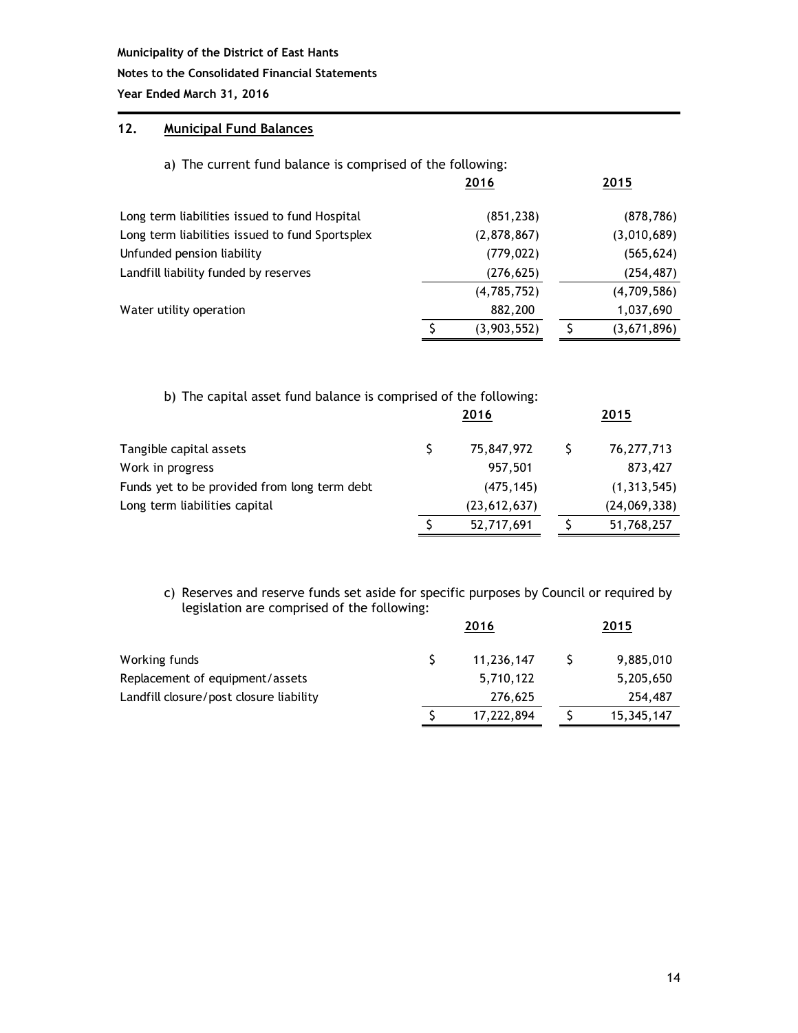**Municipality of the District of East Hants**

**Notes to the Consolidated Financial Statements**

**Year Ended March 31, 2016**

## 12. Municipal Fund Balances

a) The current fund balance is comprised of the following:

| | 2016 | 2015 |
|---|---|---|
| Long term liabilities issued to fund Hospital | (851,238) | (878,786) |
| Long term liabilities issued to fund Sportsplex | (2,878,867) | (3,010,689) |
| Unfunded pension liability | (779,022) | (565,624) |
| Landfill liability funded by reserves | (276,625) | (254,487) |
| | (4,785,752) | (4,709,586) |
| Water utility operation | 882,200 | 1,037,690 |
| | $ (3,903,552) | $ (3,671,896) |

b) The capital asset fund balance is comprised of the following:

| | 2016 | 2015 |
|---|---|---|
| Tangible capital assets | $ 75,847,972 | $ 76,277,713 |
| Work in progress | 957,501 | 873,427 |
| Funds yet to be provided from long term debt | (475,145) | (1,313,545) |
| Long term liabilities capital | (23,612,637) | (24,069,338) |
| | $ 52,717,691 | $ 51,768,257 |

c) Reserves and reserve funds set aside for specific purposes by Council or required by legislation are comprised of the following:

| | 2016 | 2015 |
|---|---|---|
| Working funds | $ 11,236,147 | $ 9,885,010 |
| Replacement of equipment/assets | 5,710,122 | 5,205,650 |
| Landfill closure/post closure liability | 276,625 | 254,487 |
| | $ 17,222,894 | $ 15,345,147 |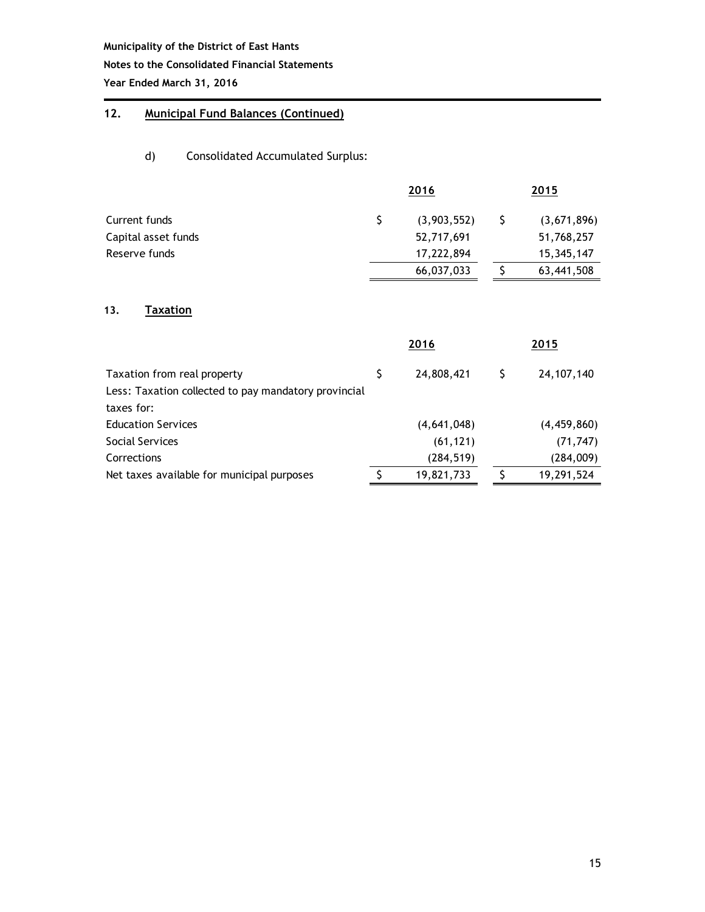## 12. Municipal Fund Balances (Continued)

d) Consolidated Accumulated Surplus:

| | 2016 | 2015 |
|---|---|---|
| Current funds | $ (3,903,552) | $ (3,671,896) |
| Capital asset funds | 52,717,691 | 51,768,257 |
| Reserve funds | 17,222,894 | 15,345,147 |
| | 66,037,033 | $ 63,441,508 |

## 13. Taxation

| | 2016 | 2015 |
|---|---|---|
| Taxation from real property | $ 24,808,421 | $ 24,107,140 |
| Less: Taxation collected to pay mandatory provincial taxes for: | | |
| Education Services | (4,641,048) | (4,459,860) |
| Social Services | (61,121) | (71,747) |
| Corrections | (284,519) | (284,009) |
| Net taxes available for municipal purposes | $ 19,821,733 | $ 19,291,524 |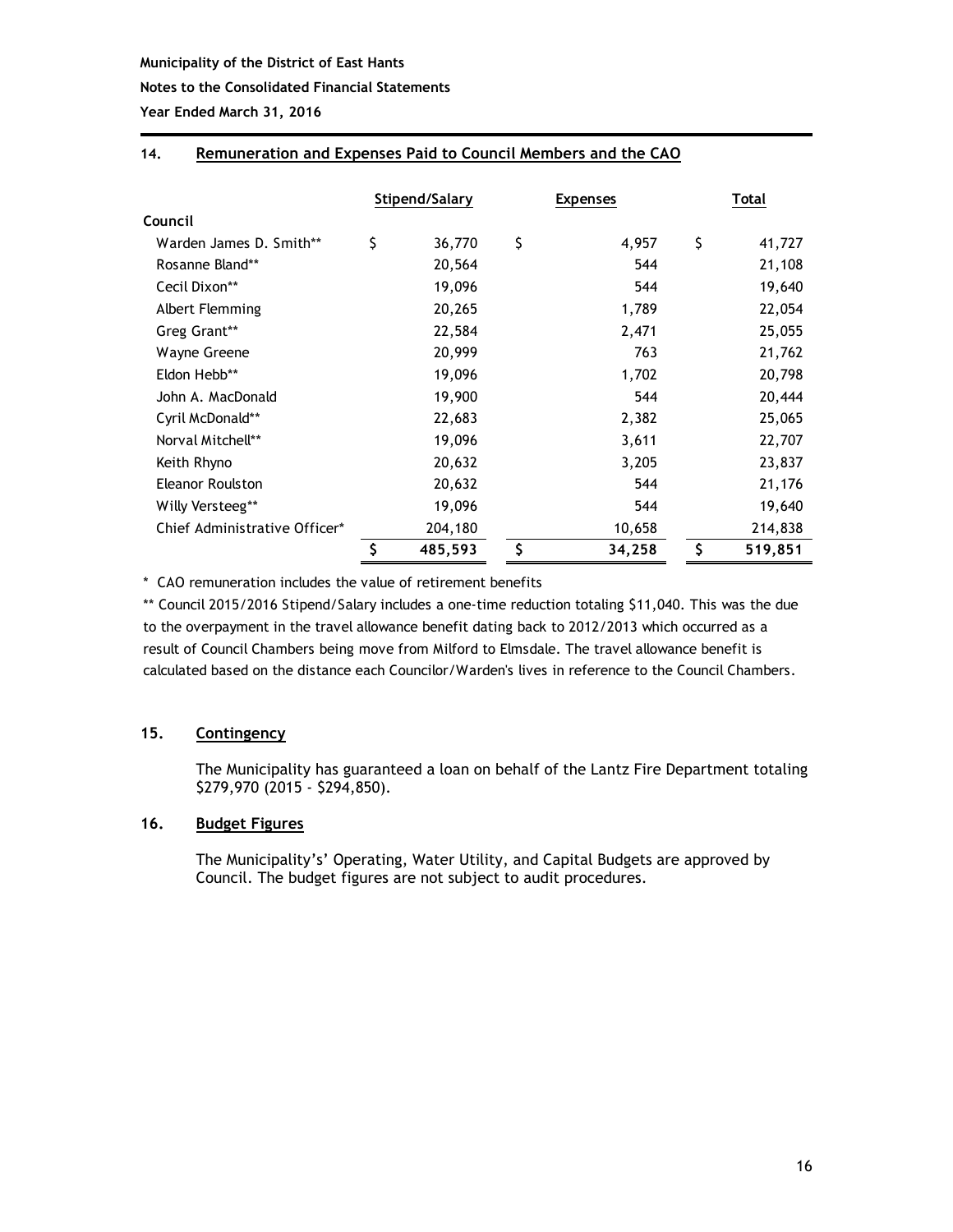**Municipality of the District of East Hants**

**Notes to the Consolidated Financial Statements**

**Year Ended March 31, 2016**

## 14. Remuneration and Expenses Paid to Council Members and the CAO

| | Stipend/Salary | Expenses | Total |
|---|---|---|---|
| **Council** | | | |
| Warden James D. Smith** | $ 36,770 | $ 4,957 | $ 41,727 |
| Rosanne Bland** | 20,564 | 544 | 21,108 |
| Cecil Dixon** | 19,096 | 544 | 19,640 |
| Albert Flemming | 20,265 | 1,789 | 22,054 |
| Greg Grant** | 22,584 | 2,471 | 25,055 |
| Wayne Greene | 20,999 | 763 | 21,762 |
| Eldon Hebb** | 19,096 | 1,702 | 20,798 |
| John A. MacDonald | 19,900 | 544 | 20,444 |
| Cyril McDonald** | 22,683 | 2,382 | 25,065 |
| Norval Mitchell** | 19,096 | 3,611 | 22,707 |
| Keith Rhyno | 20,632 | 3,205 | 23,837 |
| Eleanor Roulston | 20,632 | 544 | 21,176 |
| Willy Versteeg** | 19,096 | 544 | 19,640 |
| Chief Administrative Officer* | 204,180 | 10,658 | 214,838 |
| | $ 485,593 | $ 34,258 | $ 519,851 |

\* CAO remuneration includes the value of retirement benefits

** Council 2015/2016 Stipend/Salary includes a one-time reduction totaling $11,040. This was the due to the overpayment in the travel allowance benefit dating back to 2012/2013 which occurred as a result of Council Chambers being move from Milford to Elmsdale. The travel allowance benefit is calculated based on the distance each Councilor/Warden's lives in reference to the Council Chambers.

## 15. Contingency

The Municipality has guaranteed a loan on behalf of the Lantz Fire Department totaling $279,970 (2015 - $294,850).

## 16. Budget Figures

The Municipality's' Operating, Water Utility, and Capital Budgets are approved by Council. The budget figures are not subject to audit procedures.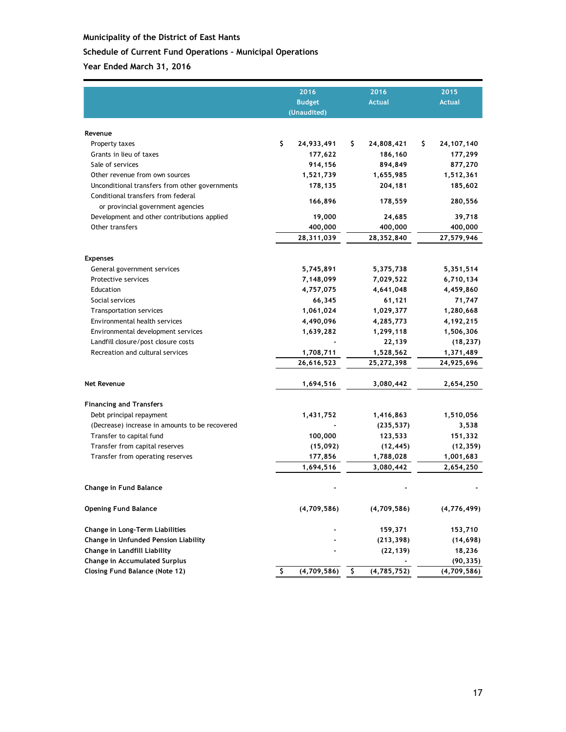**Municipality of the District of East Hants**

**Schedule of Current Fund Operations – Municipal Operations**

**Year Ended March 31, 2016**

| | 2016 Budget (Unaudited) | 2016 Actual | 2015 Actual |
|---|---|---|---|
| **Revenue** | | | |
| Property taxes | $ 24,933,491 | $ 24,808,421 | $ 24,107,140 |
| Grants in lieu of taxes | 177,622 | 186,160 | 177,299 |
| Sale of services | 914,156 | 894,849 | 877,270 |
| Other revenue from own sources | 1,521,739 | 1,655,985 | 1,512,361 |
| Unconditional transfers from other governments | 178,135 | 204,181 | 185,602 |
| Conditional transfers from federal or provincial government agencies | 166,896 | 178,559 | 280,556 |
| Development and other contributions applied | 19,000 | 24,685 | 39,718 |
| Other transfers | 400,000 | 400,000 | 400,000 |
| | 28,311,039 | 28,352,840 | 27,579,946 |
| **Expenses** | | | |
| General government services | 5,745,891 | 5,375,738 | 5,351,514 |
| Protective services | 7,148,099 | 7,029,522 | 6,710,134 |
| Education | 4,757,075 | 4,641,048 | 4,459,860 |
| Social services | 66,345 | 61,121 | 71,747 |
| Transportation services | 1,061,024 | 1,029,377 | 1,280,668 |
| Environmental health services | 4,490,096 | 4,285,773 | 4,192,215 |
| Environmental development services | 1,639,282 | 1,299,118 | 1,506,306 |
| Landfill closure/post closure costs | - | 22,139 | (18,237) |
| Recreation and cultural services | 1,708,711 | 1,528,562 | 1,371,489 |
| | 26,616,523 | 25,272,398 | 24,925,696 |
| **Net Revenue** | 1,694,516 | 3,080,442 | 2,654,250 |
| **Financing and Transfers** | | | |
| Debt principal repayment | 1,431,752 | 1,416,863 | 1,510,056 |
| (Decrease) increase in amounts to be recovered | - | (235,537) | 3,538 |
| Transfer to capital fund | 100,000 | 123,533 | 151,332 |
| Transfer from capital reserves | (15,092) | (12,445) | (12,359) |
| Transfer from operating reserves | 177,856 | 1,788,028 | 1,001,683 |
| | 1,694,516 | 3,080,442 | 2,654,250 |
| **Change in Fund Balance** | - | - | - |
| **Opening Fund Balance** | (4,709,586) | (4,709,586) | (4,776,499) |
| **Change in Long-Term Liabilities** | - | 159,371 | 153,710 |
| **Change in Unfunded Pension Liability** | - | (213,398) | (14,698) |
| **Change in Landfill Liability** | - | (22,139) | 18,236 |
| **Change in Accumulated Surplus** | | - | (90,335) |
| **Closing Fund Balance (Note 12)** | $ (4,709,586) | $ (4,785,752) | (4,709,586) |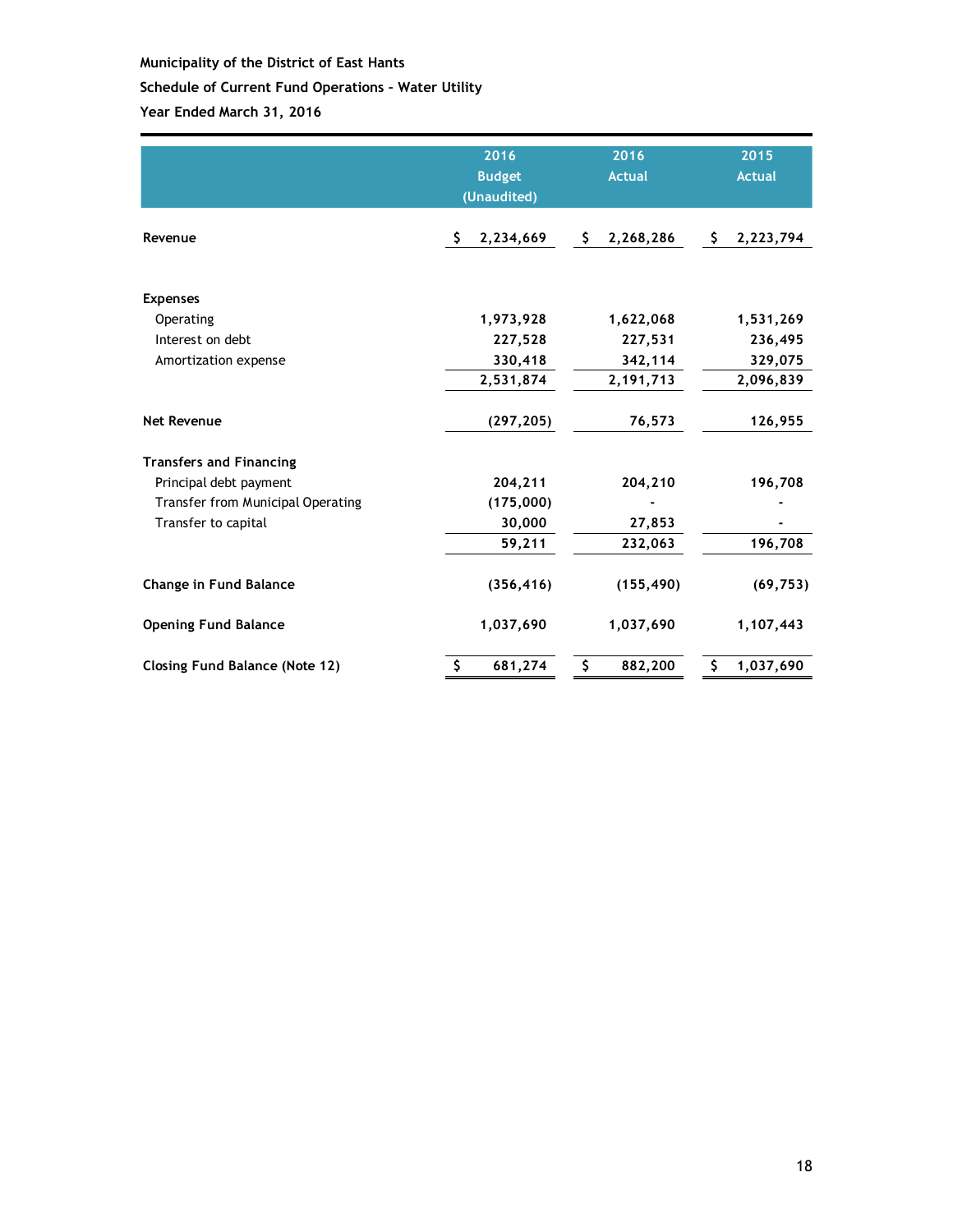**Municipality of the District of East Hants**

**Schedule of Current Fund Operations - Water Utility**

**Year Ended March 31, 2016**

| | 2016 Budget (Unaudited) | 2016 Actual | 2015 Actual |
|---|---|---|---|
| **Revenue** | $ 2,234,669 | $ 2,268,286 | $ 2,223,794 |
| **Expenses** | | | |
| Operating | 1,973,928 | 1,622,068 | 1,531,269 |
| Interest on debt | 227,528 | 227,531 | 236,495 |
| Amortization expense | 330,418 | 342,114 | 329,075 |
| | 2,531,874 | 2,191,713 | 2,096,839 |
| **Net Revenue** | (297,205) | 76,573 | 126,955 |
| **Transfers and Financing** | | | |
| Principal debt payment | 204,211 | 204,210 | 196,708 |
| Transfer from Municipal Operating | (175,000) | - | - |
| Transfer to capital | 30,000 | 27,853 | - |
| | 59,211 | 232,063 | 196,708 |
| **Change in Fund Balance** | (356,416) | (155,490) | (69,753) |
| **Opening Fund Balance** | 1,037,690 | 1,037,690 | 1,107,443 |
| **Closing Fund Balance (Note 12)** | $ 681,274 | $ 882,200 | $ 1,037,690 |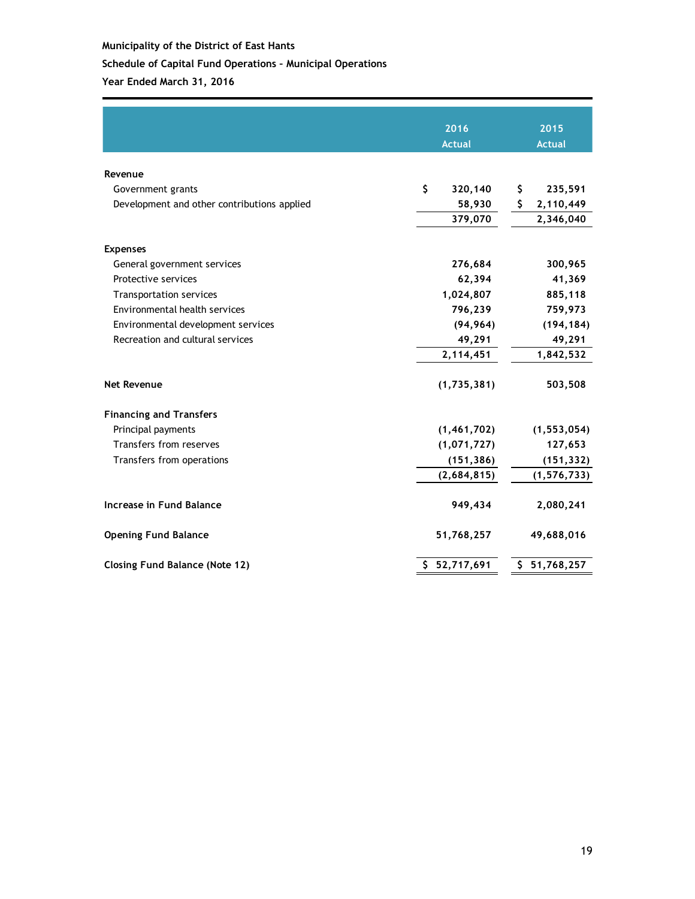**Municipality of the District of East Hants**

**Schedule of Capital Fund Operations – Municipal Operations**

**Year Ended March 31, 2016**

| | 2016 Actual | 2015 Actual |
|---|---|---|
| **Revenue** | | |
| Government grants | $ 320,140 | $ 235,591 |
| Development and other contributions applied | 58,930 | $ 2,110,449 |
| | 379,070 | 2,346,040 |
| **Expenses** | | |
| General government services | 276,684 | 300,965 |
| Protective services | 62,394 | 41,369 |
| Transportation services | 1,024,807 | 885,118 |
| Environmental health services | 796,239 | 759,973 |
| Environmental development services | (94,964) | (194,184) |
| Recreation and cultural services | 49,291 | 49,291 |
| | 2,114,451 | 1,842,532 |
| **Net Revenue** | (1,735,381) | 503,508 |
| **Financing and Transfers** | | |
| Principal payments | (1,461,702) | (1,553,054) |
| Transfers from reserves | (1,071,727) | 127,653 |
| Transfers from operations | (151,386) | (151,332) |
| | (2,684,815) | (1,576,733) |
| **Increase in Fund Balance** | 949,434 | 2,080,241 |
| **Opening Fund Balance** | 51,768,257 | 49,688,016 |
| **Closing Fund Balance (Note 12)** | $ 52,717,691 | $ 51,768,257 |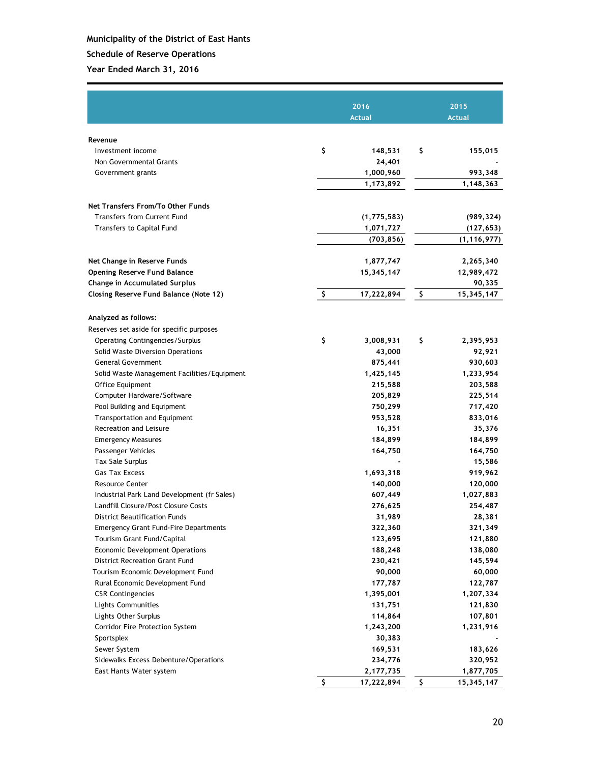**Municipality of the District of East Hants**

**Schedule of Reserve Operations**

**Year Ended March 31, 2016**

| | 2016 Actual | 2015 Actual |
|---|---|---|
| **Revenue** | | |
| Investment income | $ 148,531 | $ 155,015 |
| Non Governmental Grants | 24,401 | - |
| Government grants | 1,000,960 | 993,348 |
| | 1,173,892 | 1,148,363 |
| **Net Transfers From/To Other Funds** | | |
| Transfers from Current Fund | (1,775,583) | (989,324) |
| Transfers to Capital Fund | 1,071,727 | (127,653) |
| | (703,856) | (1,116,977) |
| **Net Change in Reserve Funds** | 1,877,747 | 2,265,340 |
| **Opening Reserve Fund Balance** | 15,345,147 | 12,989,472 |
| **Change in Accumulated Surplus** | | 90,335 |
| **Closing Reserve Fund Balance (Note 12)** | $ 17,222,894 | $ 15,345,147 |
| **Analyzed as follows:** | | |
| Reserves set aside for specific purposes | | |
| Operating Contingencies/Surplus | $ 3,008,931 | $ 2,395,953 |
| Solid Waste Diversion Operations | 43,000 | 92,921 |
| General Government | 875,441 | 930,603 |
| Solid Waste Management Facilities/Equipment | 1,425,145 | 1,233,954 |
| Office Equipment | 215,588 | 203,588 |
| Computer Hardware/Software | 205,829 | 225,514 |
| Pool Building and Equipment | 750,299 | 717,420 |
| Transportation and Equipment | 953,528 | 833,016 |
| Recreation and Leisure | 16,351 | 35,376 |
| Emergency Measures | 184,899 | 184,899 |
| Passenger Vehicles | 164,750 | 164,750 |
| Tax Sale Surplus | - | 15,586 |
| Gas Tax Excess | 1,693,318 | 919,962 |
| Resource Center | 140,000 | 120,000 |
| Industrial Park Land Development (fr Sales) | 607,449 | 1,027,883 |
| Landfill Closure/Post Closure Costs | 276,625 | 254,487 |
| District Beautification Funds | 31,989 | 28,381 |
| Emergency Grant Fund-Fire Departments | 322,360 | 321,349 |
| Tourism Grant Fund/Capital | 123,695 | 121,880 |
| Economic Development Operations | 188,248 | 138,080 |
| District Recreation Grant Fund | 230,421 | 145,594 |
| Tourism Economic Development Fund | 90,000 | 60,000 |
| Rural Economic Development Fund | 177,787 | 122,787 |
| CSR Contingencies | 1,395,001 | 1,207,334 |
| Lights Communities | 131,751 | 121,830 |
| Lights Other Surplus | 114,864 | 107,801 |
| Corridor Fire Protection System | 1,243,200 | 1,231,916 |
| Sportsplex | 30,383 | - |
| Sewer System | 169,531 | 183,626 |
| Sidewalks Excess Debenture/Operations | 234,776 | 320,952 |
| East Hants Water system | 2,177,735 | 1,877,705 |
| | $ 17,222,894 | $ 15,345,147 |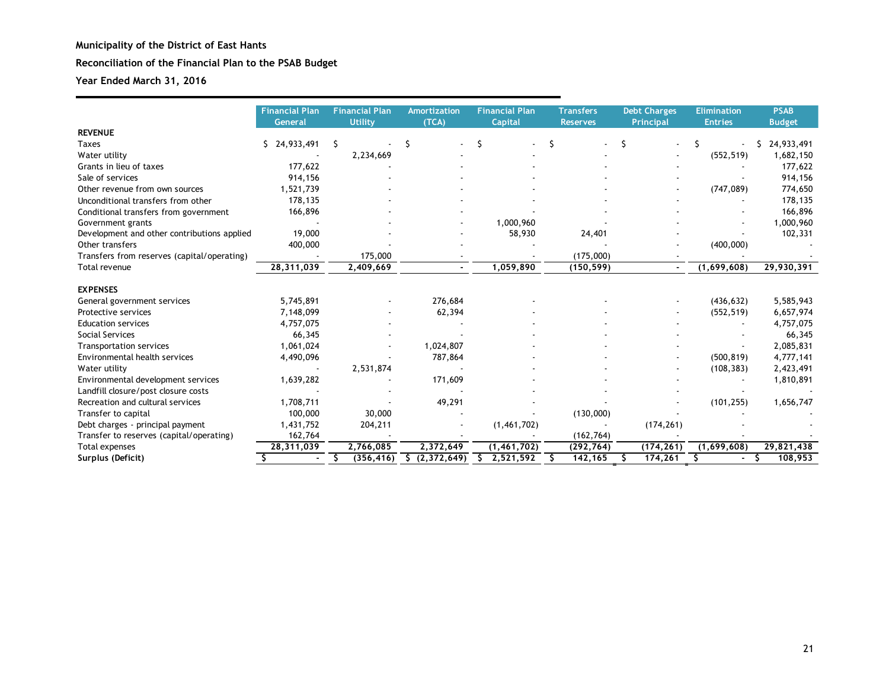**Municipality of the District of East Hants**

**Reconciliation of the Financial Plan to the PSAB Budget**

**Year Ended March 31, 2016**

| | Financial Plan General | Financial Plan Utility | Amortization (TCA) | Financial Plan Capital | Transfers Reserves | Debt Charges Principal | Elimination Entries | PSAB Budget |
|---|---|---|---|---|---|---|---|---|
| **REVENUE** | | | | | | | | |
| Taxes | $ 24,933,491 | $ - | $ - | $ - | $ - | $ - | $ - | $ 24,933,491 |
| Water utility | - | 2,234,669 | - | - | - | - | (552,519) | 1,682,150 |
| Grants in lieu of taxes | 177,622 | - | - | - | - | - | - | 177,622 |
| Sale of services | 914,156 | - | - | - | - | - | - | 914,156 |
| Other revenue from own sources | 1,521,739 | - | - | - | - | - | (747,089) | 774,650 |
| Unconditional transfers from other | 178,135 | - | - | - | - | - | - | 178,135 |
| Conditional transfers from government | 166,896 | - | - | - | - | - | - | 166,896 |
| Government grants | - | - | - | 1,000,960 | - | - | - | 1,000,960 |
| Development and other contributions applied | 19,000 | - | - | 58,930 | 24,401 | - | - | 102,331 |
| Other transfers | 400,000 | - | - | - | - | - | (400,000) | - |
| Transfers from reserves (capital/operating) | - | 175,000 | - | - | (175,000) | - | - | - |
| Total revenue | 28,311,039 | 2,409,669 | - | 1,059,890 | (150,599) | - | (1,699,608) | 29,930,391 |
| **EXPENSES** | | | | | | | | |
| General government services | 5,745,891 | - | 276,684 | - | - | - | (436,632) | 5,585,943 |
| Protective services | 7,148,099 | - | 62,394 | - | - | - | (552,519) | 6,657,974 |
| Education services | 4,757,075 | - | - | - | - | - | - | 4,757,075 |
| Social Services | 66,345 | - | - | - | - | - | - | 66,345 |
| Transportation services | 1,061,024 | - | 1,024,807 | - | - | - | - | 2,085,831 |
| Environmental health services | 4,490,096 | - | 787,864 | - | - | - | (500,819) | 4,777,141 |
| Water utility | - | 2,531,874 | - | - | - | - | (108,383) | 2,423,491 |
| Environmental development services | 1,639,282 | - | 171,609 | - | - | - | - | 1,810,891 |
| Landfill closure/post closure costs | - | - | - | - | - | - | - | - |
| Recreation and cultural services | 1,708,711 | - | 49,291 | - | - | - | (101,255) | 1,656,747 |
| Transfer to capital | 100,000 | 30,000 | - | - | (130,000) | - | - | - |
| Debt charges - principal payment | 1,431,752 | 204,211 | - | (1,461,702) | - | (174,261) | - | - |
| Transfer to reserves (capital/operating) | 162,764 | - | - | - | (162,764) | - | - | - |
| Total expenses | 28,311,039 | 2,766,085 | 2,372,649 | (1,461,702) | (292,764) | (174,261) | (1,699,608) | 29,821,438 |
| **Surplus (Deficit)** | $ - | $ (356,416) | $ (2,372,649) | $ 2,521,592 | $ 142,165 | $ 174,261 | $ - | $ 108,953 |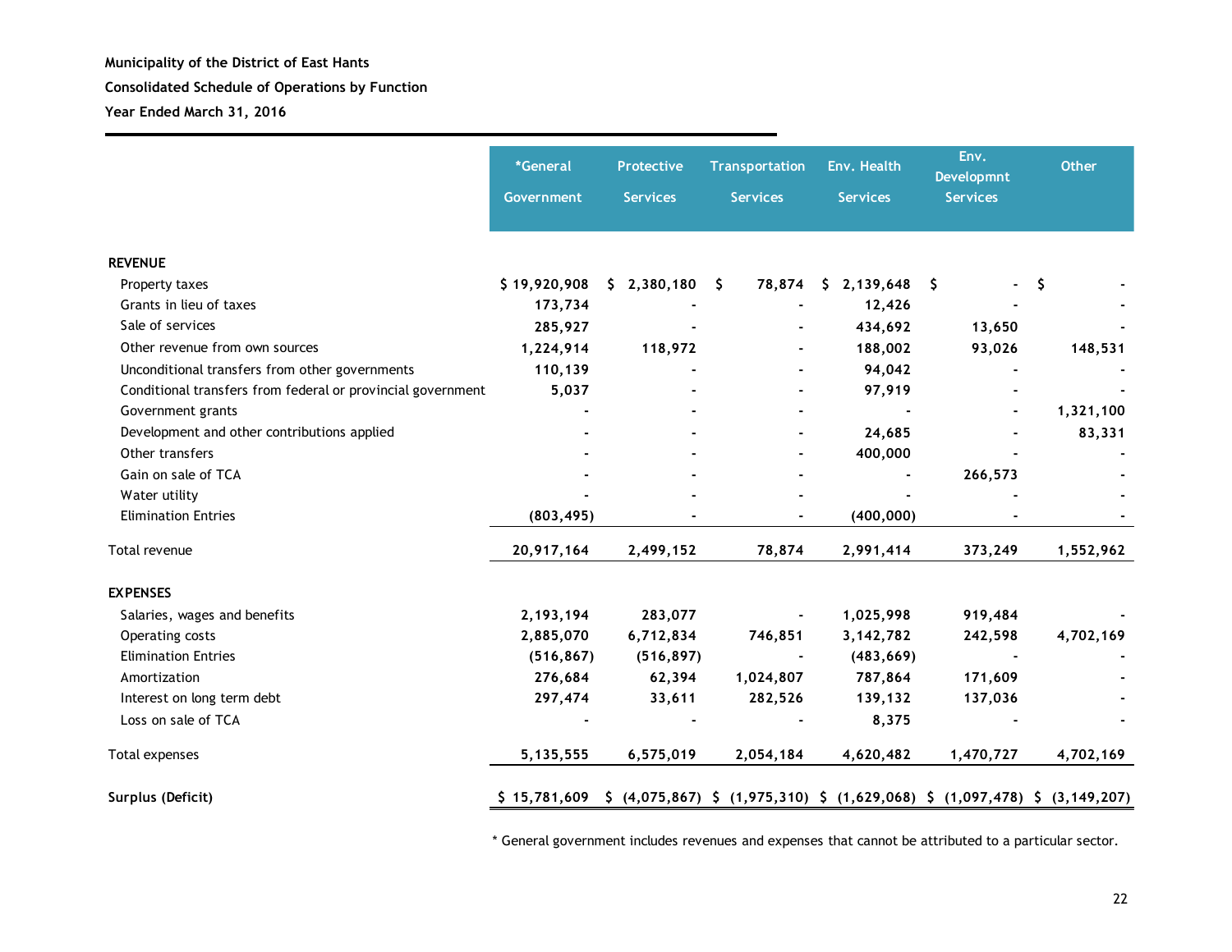**Municipality of the District of East Hants**

**Consolidated Schedule of Operations by Function**

**Year Ended March 31, 2016**

| | *General Government | Protective Services | Transportation Services | Env. Health Services | Env. Developmnt Services | Other |
|---|---|---|---|---|---|---|
| **REVENUE** | | | | | | |
| Property taxes | $ 19,920,908 | $ 2,380,180 | $ 78,874 | $ 2,139,648 | $ - | $ - |
| Grants in lieu of taxes | 173,734 | - | - | 12,426 | - | - |
| Sale of services | 285,927 | - | - | 434,692 | 13,650 | - |
| Other revenue from own sources | 1,224,914 | 118,972 | - | 188,002 | 93,026 | 148,531 |
| Unconditional transfers from other governments | 110,139 | - | - | 94,042 | - | - |
| Conditional transfers from federal or provincial government | 5,037 | - | - | 97,919 | - | - |
| Government grants | - | - | - | - | - | 1,321,100 |
| Development and other contributions applied | - | - | - | 24,685 | - | 83,331 |
| Other transfers | - | - | - | 400,000 | - | - |
| Gain on sale of TCA | - | - | - | - | 266,573 | - |
| Water utility | - | - | - | - | - | - |
| Elimination Entries | (803,495) | - | - | (400,000) | - | - |
| Total revenue | 20,917,164 | 2,499,152 | 78,874 | 2,991,414 | 373,249 | 1,552,962 |
| **EXPENSES** | | | | | | |
| Salaries, wages and benefits | 2,193,194 | 283,077 | - | 1,025,998 | 919,484 | - |
| Operating costs | 2,885,070 | 6,712,834 | 746,851 | 3,142,782 | 242,598 | 4,702,169 |
| Elimination Entries | (516,867) | (516,897) | - | (483,669) | - | - |
| Amortization | 276,684 | 62,394 | 1,024,807 | 787,864 | 171,609 | - |
| Interest on long term debt | 297,474 | 33,611 | 282,526 | 139,132 | 137,036 | - |
| Loss on sale of TCA | - | - | - | 8,375 | - | - |
| Total expenses | 5,135,555 | 6,575,019 | 2,054,184 | 4,620,482 | 1,470,727 | 4,702,169 |
| **Surplus (Deficit)** | $ 15,781,609 | $ (4,075,867) | $ (1,975,310) | $ (1,629,068) | $ (1,097,478) | $ (3,149,207) |

* General government includes revenues and expenses that cannot be attributed to a particular sector.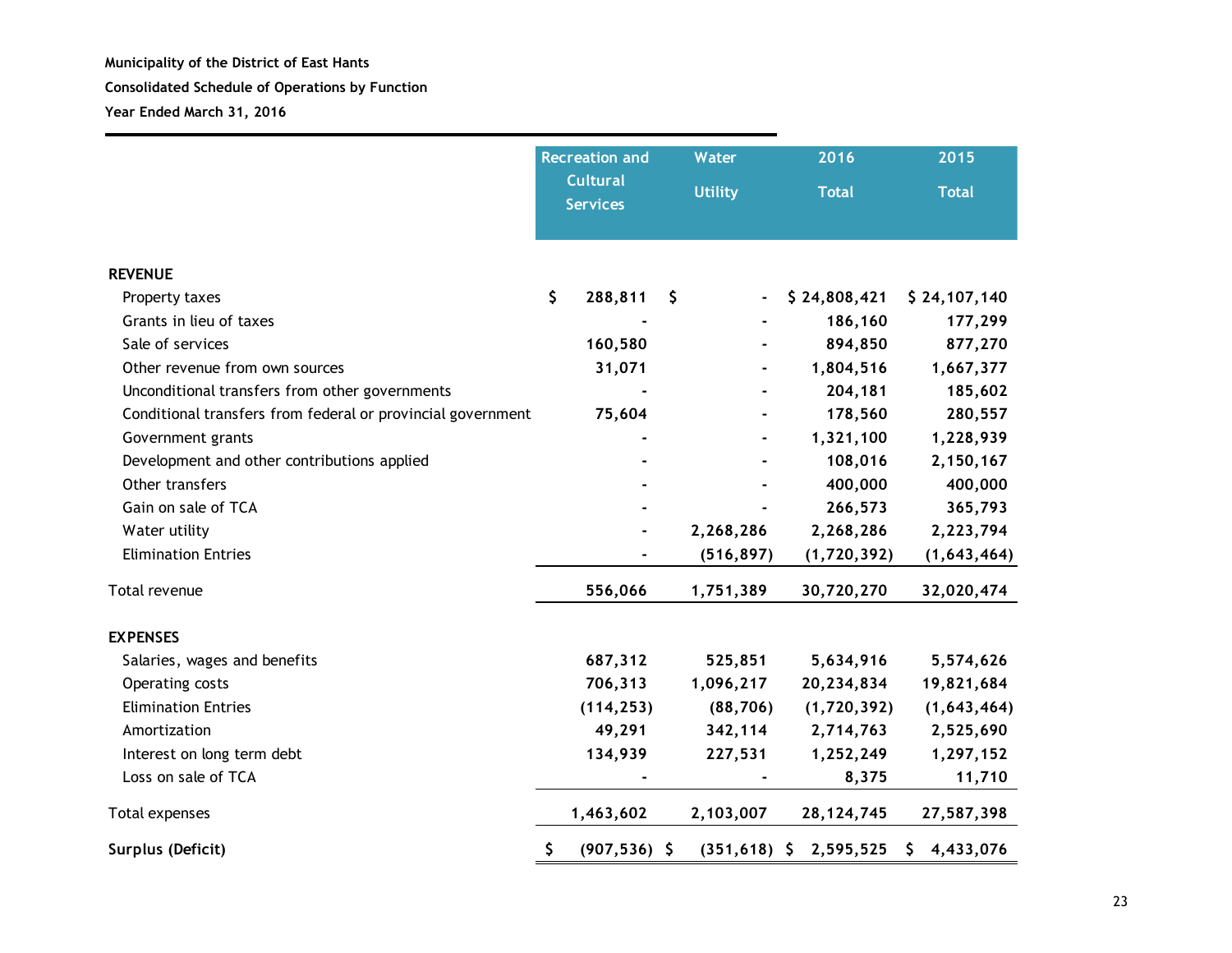**Municipality of the District of East Hants**

**Consolidated Schedule of Operations by Function**

**Year Ended March 31, 2016**

| | Recreation and Cultural Services | Water Utility | 2016 Total | 2015 Total |
|---|---|---|---|---|
| **REVENUE** | | | | |
| Property taxes | $ 288,811 | $ - | $ 24,808,421 | $ 24,107,140 |
| Grants in lieu of taxes | - | - | 186,160 | 177,299 |
| Sale of services | 160,580 | - | 894,850 | 877,270 |
| Other revenue from own sources | 31,071 | - | 1,804,516 | 1,667,377 |
| Unconditional transfers from other governments | - | - | 204,181 | 185,602 |
| Conditional transfers from federal or provincial government | 75,604 | - | 178,560 | 280,557 |
| Government grants | - | - | 1,321,100 | 1,228,939 |
| Development and other contributions applied | - | - | 108,016 | 2,150,167 |
| Other transfers | - | - | 400,000 | 400,000 |
| Gain on sale of TCA | - | - | 266,573 | 365,793 |
| Water utility | - | 2,268,286 | 2,268,286 | 2,223,794 |
| Elimination Entries | - | (516,897) | (1,720,392) | (1,643,464) |
| Total revenue | 556,066 | 1,751,389 | 30,720,270 | 32,020,474 |
| **EXPENSES** | | | | |
| Salaries, wages and benefits | 687,312 | 525,851 | 5,634,916 | 5,574,626 |
| Operating costs | 706,313 | 1,096,217 | 20,234,834 | 19,821,684 |
| Elimination Entries | (114,253) | (88,706) | (1,720,392) | (1,643,464) |
| Amortization | 49,291 | 342,114 | 2,714,763 | 2,525,690 |
| Interest on long term debt | 134,939 | 227,531 | 1,252,249 | 1,297,152 |
| Loss on sale of TCA | - | - | 8,375 | 11,710 |
| Total expenses | 1,463,602 | 2,103,007 | 28,124,745 | 27,587,398 |
| **Surplus (Deficit)** | $ (907,536) | $ (351,618) | $ 2,595,525 | $ 4,433,076 |